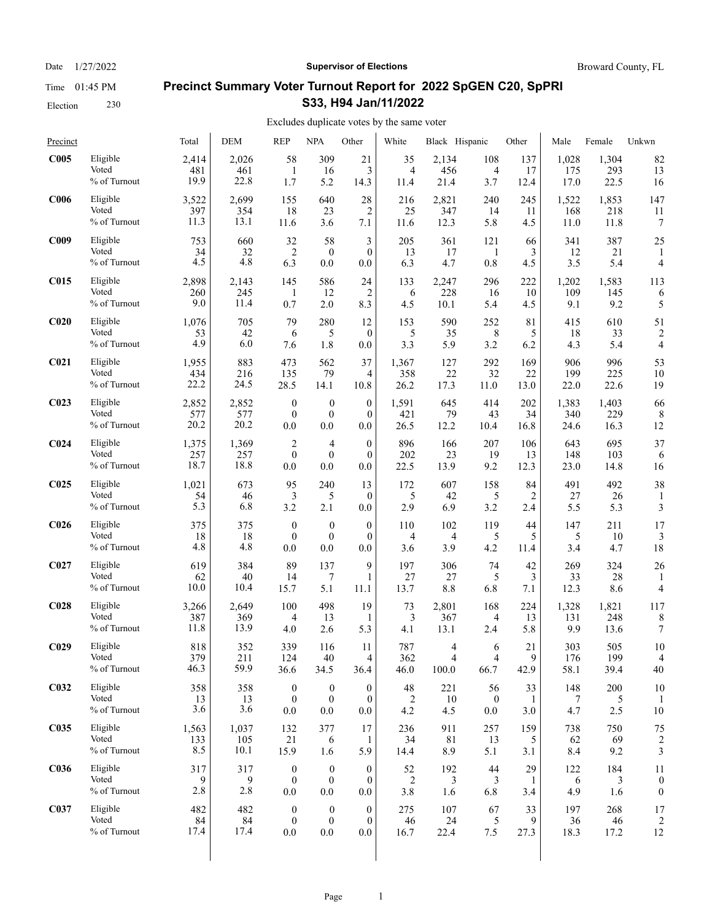Date 1/27/2022

Time 01:45 PM

Election 230

**Supervisor of Elections**

Broward County, FL

## Precinct Summary Voter Turnout Report for 2022 SpGEN C20, SpPRI S33, H94 Jan/11/2022

Excludes duplicate votes by the same voter

| Precinct | | Total | DEM | REP | NPA | Other | White | Black | Hispanic | Other | Male | Female | Unkwn |
|---|---|---|---|---|---|---|---|---|---|---|---|---|---|
| **C005** | Eligible | 2,414 | 2,026 | 58 | 309 | 21 | 35 | 2,134 | 108 | 137 | 1,028 | 1,304 | 82 |
| | Voted | 481 | 461 | 1 | 16 | 3 | 4 | 456 | 4 | 17 | 175 | 293 | 13 |
| | % of Turnout | 19.9 | 22.8 | 1.7 | 5.2 | 14.3 | 11.4 | 21.4 | 3.7 | 12.4 | 17.0 | 22.5 | 16 |
| **C006** | Eligible | 3,522 | 2,699 | 155 | 640 | 28 | 216 | 2,821 | 240 | 245 | 1,522 | 1,853 | 147 |
| | Voted | 397 | 354 | 18 | 23 | 2 | 25 | 347 | 14 | 11 | 168 | 218 | 11 |
| | % of Turnout | 11.3 | 13.1 | 11.6 | 3.6 | 7.1 | 11.6 | 12.3 | 5.8 | 4.5 | 11.0 | 11.8 | 7 |
| **C009** | Eligible | 753 | 660 | 32 | 58 | 3 | 205 | 361 | 121 | 66 | 341 | 387 | 25 |
| | Voted | 34 | 32 | 2 | 0 | 0 | 13 | 17 | 1 | 3 | 12 | 21 | 1 |
| | % of Turnout | 4.5 | 4.8 | 6.3 | 0.0 | 0.0 | 6.3 | 4.7 | 0.8 | 4.5 | 3.5 | 5.4 | 4 |
| **C015** | Eligible | 2,898 | 2,143 | 145 | 586 | 24 | 133 | 2,247 | 296 | 222 | 1,202 | 1,583 | 113 |
| | Voted | 260 | 245 | 1 | 12 | 2 | 6 | 228 | 16 | 10 | 109 | 145 | 6 |
| | % of Turnout | 9.0 | 11.4 | 0.7 | 2.0 | 8.3 | 4.5 | 10.1 | 5.4 | 4.5 | 9.1 | 9.2 | 5 |
| **C020** | Eligible | 1,076 | 705 | 79 | 280 | 12 | 153 | 590 | 252 | 81 | 415 | 610 | 51 |
| | Voted | 53 | 42 | 6 | 5 | 0 | 5 | 35 | 8 | 5 | 18 | 33 | 2 |
| | % of Turnout | 4.9 | 6.0 | 7.6 | 1.8 | 0.0 | 3.3 | 5.9 | 3.2 | 6.2 | 4.3 | 5.4 | 4 |
| **C021** | Eligible | 1,955 | 883 | 473 | 562 | 37 | 1,367 | 127 | 292 | 169 | 906 | 996 | 53 |
| | Voted | 434 | 216 | 135 | 79 | 4 | 358 | 22 | 32 | 22 | 199 | 225 | 10 |
| | % of Turnout | 22.2 | 24.5 | 28.5 | 14.1 | 10.8 | 26.2 | 17.3 | 11.0 | 13.0 | 22.0 | 22.6 | 19 |
| **C023** | Eligible | 2,852 | 2,852 | 0 | 0 | 0 | 1,591 | 645 | 414 | 202 | 1,383 | 1,403 | 66 |
| | Voted | 577 | 577 | 0 | 0 | 0 | 421 | 79 | 43 | 34 | 340 | 229 | 8 |
| | % of Turnout | 20.2 | 20.2 | 0.0 | 0.0 | 0.0 | 26.5 | 12.2 | 10.4 | 16.8 | 24.6 | 16.3 | 12 |
| **C024** | Eligible | 1,375 | 1,369 | 2 | 4 | 0 | 896 | 166 | 207 | 106 | 643 | 695 | 37 |
| | Voted | 257 | 257 | 0 | 0 | 0 | 202 | 23 | 19 | 13 | 148 | 103 | 6 |
| | % of Turnout | 18.7 | 18.8 | 0.0 | 0.0 | 0.0 | 22.5 | 13.9 | 9.2 | 12.3 | 23.0 | 14.8 | 16 |
| **C025** | Eligible | 1,021 | 673 | 95 | 240 | 13 | 172 | 607 | 158 | 84 | 491 | 492 | 38 |
| | Voted | 54 | 46 | 3 | 5 | 0 | 5 | 42 | 5 | 2 | 27 | 26 | 1 |
| | % of Turnout | 5.3 | 6.8 | 3.2 | 2.1 | 0.0 | 2.9 | 6.9 | 3.2 | 2.4 | 5.5 | 5.3 | 3 |
| **C026** | Eligible | 375 | 375 | 0 | 0 | 0 | 110 | 102 | 119 | 44 | 147 | 211 | 17 |
| | Voted | 18 | 18 | 0 | 0 | 0 | 4 | 4 | 5 | 5 | 5 | 10 | 3 |
| | % of Turnout | 4.8 | 4.8 | 0.0 | 0.0 | 0.0 | 3.6 | 3.9 | 4.2 | 11.4 | 3.4 | 4.7 | 18 |
| **C027** | Eligible | 619 | 384 | 89 | 137 | 9 | 197 | 306 | 74 | 42 | 269 | 324 | 26 |
| | Voted | 62 | 40 | 14 | 7 | 1 | 27 | 27 | 5 | 3 | 33 | 28 | 1 |
| | % of Turnout | 10.0 | 10.4 | 15.7 | 5.1 | 11.1 | 13.7 | 8.8 | 6.8 | 7.1 | 12.3 | 8.6 | 4 |
| **C028** | Eligible | 3,266 | 2,649 | 100 | 498 | 19 | 73 | 2,801 | 168 | 224 | 1,328 | 1,821 | 117 |
| | Voted | 387 | 369 | 4 | 13 | 1 | 3 | 367 | 4 | 13 | 131 | 248 | 8 |
| | % of Turnout | 11.8 | 13.9 | 4.0 | 2.6 | 5.3 | 4.1 | 13.1 | 2.4 | 5.8 | 9.9 | 13.6 | 7 |
| **C029** | Eligible | 818 | 352 | 339 | 116 | 11 | 787 | 4 | 6 | 21 | 303 | 505 | 10 |
| | Voted | 379 | 211 | 124 | 40 | 4 | 362 | 4 | 4 | 9 | 176 | 199 | 4 |
| | % of Turnout | 46.3 | 59.9 | 36.6 | 34.5 | 36.4 | 46.0 | 100.0 | 66.7 | 42.9 | 58.1 | 39.4 | 40 |
| **C032** | Eligible | 358 | 358 | 0 | 0 | 0 | 48 | 221 | 56 | 33 | 148 | 200 | 10 |
| | Voted | 13 | 13 | 0 | 0 | 0 | 2 | 10 | 0 | 1 | 7 | 5 | 1 |
| | % of Turnout | 3.6 | 3.6 | 0.0 | 0.0 | 0.0 | 4.2 | 4.5 | 0.0 | 3.0 | 4.7 | 2.5 | 10 |
| **C035** | Eligible | 1,563 | 1,037 | 132 | 377 | 17 | 236 | 911 | 257 | 159 | 738 | 750 | 75 |
| | Voted | 133 | 105 | 21 | 6 | 1 | 34 | 81 | 13 | 5 | 62 | 69 | 2 |
| | % of Turnout | 8.5 | 10.1 | 15.9 | 1.6 | 5.9 | 14.4 | 8.9 | 5.1 | 3.1 | 8.4 | 9.2 | 3 |
| **C036** | Eligible | 317 | 317 | 0 | 0 | 0 | 52 | 192 | 44 | 29 | 122 | 184 | 11 |
| | Voted | 9 | 9 | 0 | 0 | 0 | 2 | 3 | 3 | 1 | 6 | 3 | 0 |
| | % of Turnout | 2.8 | 2.8 | 0.0 | 0.0 | 0.0 | 3.8 | 1.6 | 6.8 | 3.4 | 4.9 | 1.6 | 0 |
| **C037** | Eligible | 482 | 482 | 0 | 0 | 0 | 275 | 107 | 67 | 33 | 197 | 268 | 17 |
| | Voted | 84 | 84 | 0 | 0 | 0 | 46 | 24 | 5 | 9 | 36 | 46 | 2 |
| | % of Turnout | 17.4 | 17.4 | 0.0 | 0.0 | 0.0 | 16.7 | 22.4 | 7.5 | 27.3 | 18.3 | 17.2 | 12 |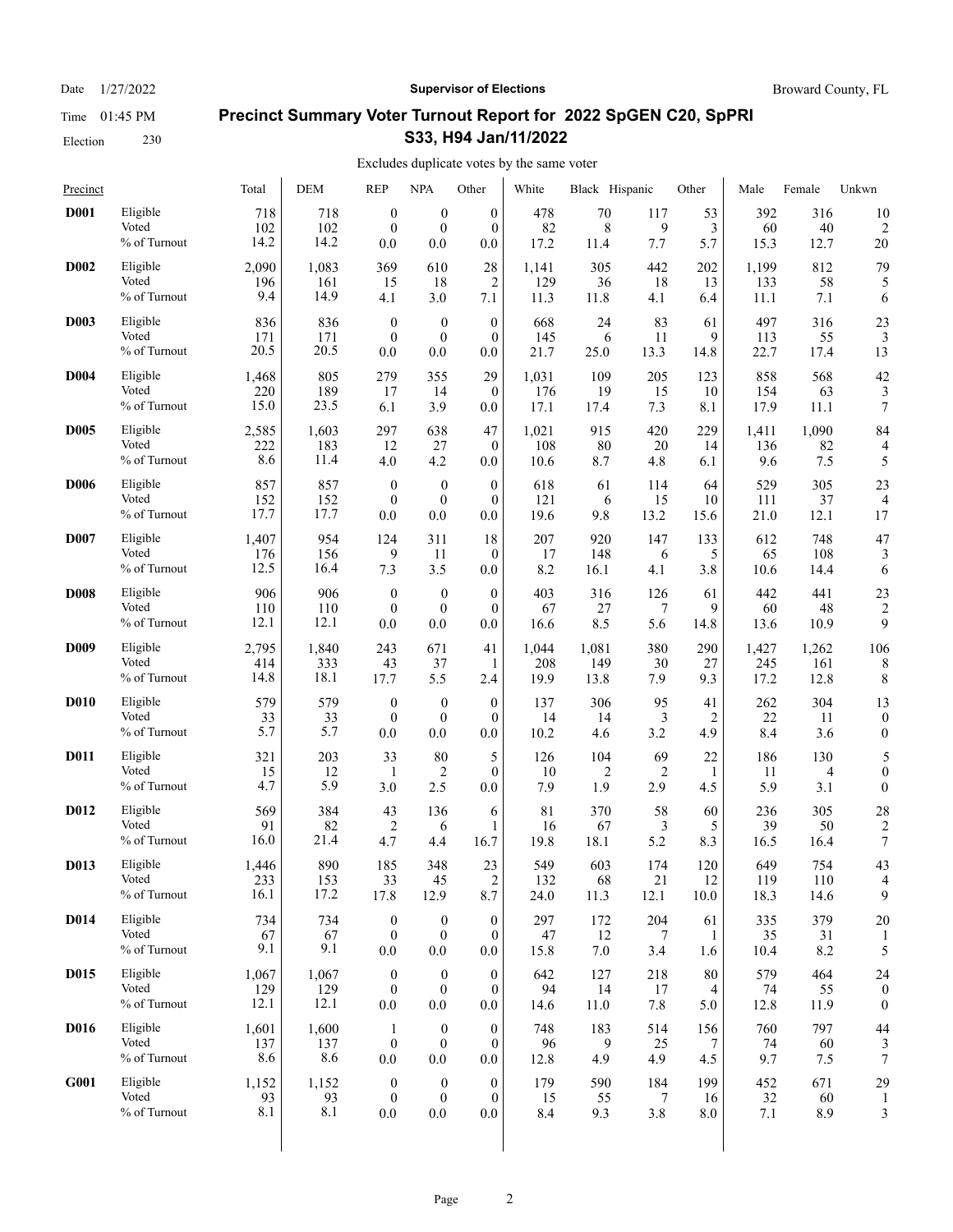Date 1/27/2022 | **Supervisor of Elections** | Broward County, FL

Time 01:45 PM

Election 230

## Precinct Summary Voter Turnout Report for 2022 SpGEN C20, SpPRI S33, H94 Jan/11/2022

Excludes duplicate votes by the same voter

| Precinct | | Total | DEM | REP | NPA | Other | White | Black | Hispanic | Other | Male | Female | Unkwn |
|---|---|---|---|---|---|---|---|---|---|---|---|---|---|
| **D001** | Eligible | 718 | 718 | 0 | 0 | 0 | 478 | 70 | 117 | 53 | 392 | 316 | 10 |
| | Voted | 102 | 102 | 0 | 0 | 0 | 82 | 8 | 9 | 3 | 60 | 40 | 2 |
| | % of Turnout | 14.2 | 14.2 | 0.0 | 0.0 | 0.0 | 17.2 | 11.4 | 7.7 | 5.7 | 15.3 | 12.7 | 20 |
| **D002** | Eligible | 2,090 | 1,083 | 369 | 610 | 28 | 1,141 | 305 | 442 | 202 | 1,199 | 812 | 79 |
| | Voted | 196 | 161 | 15 | 18 | 2 | 129 | 36 | 18 | 13 | 133 | 58 | 5 |
| | % of Turnout | 9.4 | 14.9 | 4.1 | 3.0 | 7.1 | 11.3 | 11.8 | 4.1 | 6.4 | 11.1 | 7.1 | 6 |
| **D003** | Eligible | 836 | 836 | 0 | 0 | 0 | 668 | 24 | 83 | 61 | 497 | 316 | 23 |
| | Voted | 171 | 171 | 0 | 0 | 0 | 145 | 6 | 11 | 9 | 113 | 55 | 3 |
| | % of Turnout | 20.5 | 20.5 | 0.0 | 0.0 | 0.0 | 21.7 | 25.0 | 13.3 | 14.8 | 22.7 | 17.4 | 13 |
| **D004** | Eligible | 1,468 | 805 | 279 | 355 | 29 | 1,031 | 109 | 205 | 123 | 858 | 568 | 42 |
| | Voted | 220 | 189 | 17 | 14 | 0 | 176 | 19 | 15 | 10 | 154 | 63 | 3 |
| | % of Turnout | 15.0 | 23.5 | 6.1 | 3.9 | 0.0 | 17.1 | 17.4 | 7.3 | 8.1 | 17.9 | 11.1 | 7 |
| **D005** | Eligible | 2,585 | 1,603 | 297 | 638 | 47 | 1,021 | 915 | 420 | 229 | 1,411 | 1,090 | 84 |
| | Voted | 222 | 183 | 12 | 27 | 0 | 108 | 80 | 20 | 14 | 136 | 82 | 4 |
| | % of Turnout | 8.6 | 11.4 | 4.0 | 4.2 | 0.0 | 10.6 | 8.7 | 4.8 | 6.1 | 9.6 | 7.5 | 5 |
| **D006** | Eligible | 857 | 857 | 0 | 0 | 0 | 618 | 61 | 114 | 64 | 529 | 305 | 23 |
| | Voted | 152 | 152 | 0 | 0 | 0 | 121 | 6 | 15 | 10 | 111 | 37 | 4 |
| | % of Turnout | 17.7 | 17.7 | 0.0 | 0.0 | 0.0 | 19.6 | 9.8 | 13.2 | 15.6 | 21.0 | 12.1 | 17 |
| **D007** | Eligible | 1,407 | 954 | 124 | 311 | 18 | 207 | 920 | 147 | 133 | 612 | 748 | 47 |
| | Voted | 176 | 156 | 9 | 11 | 0 | 17 | 148 | 6 | 5 | 65 | 108 | 3 |
| | % of Turnout | 12.5 | 16.4 | 7.3 | 3.5 | 0.0 | 8.2 | 16.1 | 4.1 | 3.8 | 10.6 | 14.4 | 6 |
| **D008** | Eligible | 906 | 906 | 0 | 0 | 0 | 403 | 316 | 126 | 61 | 442 | 441 | 23 |
| | Voted | 110 | 110 | 0 | 0 | 0 | 67 | 27 | 7 | 9 | 60 | 48 | 2 |
| | % of Turnout | 12.1 | 12.1 | 0.0 | 0.0 | 0.0 | 16.6 | 8.5 | 5.6 | 14.8 | 13.6 | 10.9 | 9 |
| **D009** | Eligible | 2,795 | 1,840 | 243 | 671 | 41 | 1,044 | 1,081 | 380 | 290 | 1,427 | 1,262 | 106 |
| | Voted | 414 | 333 | 43 | 37 | 1 | 208 | 149 | 30 | 27 | 245 | 161 | 8 |
| | % of Turnout | 14.8 | 18.1 | 17.7 | 5.5 | 2.4 | 19.9 | 13.8 | 7.9 | 9.3 | 17.2 | 12.8 | 8 |
| **D010** | Eligible | 579 | 579 | 0 | 0 | 0 | 137 | 306 | 95 | 41 | 262 | 304 | 13 |
| | Voted | 33 | 33 | 0 | 0 | 0 | 14 | 14 | 3 | 2 | 22 | 11 | 0 |
| | % of Turnout | 5.7 | 5.7 | 0.0 | 0.0 | 0.0 | 10.2 | 4.6 | 3.2 | 4.9 | 8.4 | 3.6 | 0 |
| **D011** | Eligible | 321 | 203 | 33 | 80 | 5 | 126 | 104 | 69 | 22 | 186 | 130 | 5 |
| | Voted | 15 | 12 | 1 | 2 | 0 | 10 | 2 | 2 | 1 | 11 | 4 | 0 |
| | % of Turnout | 4.7 | 5.9 | 3.0 | 2.5 | 0.0 | 7.9 | 1.9 | 2.9 | 4.5 | 5.9 | 3.1 | 0 |
| **D012** | Eligible | 569 | 384 | 43 | 136 | 6 | 81 | 370 | 58 | 60 | 236 | 305 | 28 |
| | Voted | 91 | 82 | 2 | 6 | 1 | 16 | 67 | 3 | 5 | 39 | 50 | 2 |
| | % of Turnout | 16.0 | 21.4 | 4.7 | 4.4 | 16.7 | 19.8 | 18.1 | 5.2 | 8.3 | 16.5 | 16.4 | 7 |
| **D013** | Eligible | 1,446 | 890 | 185 | 348 | 23 | 549 | 603 | 174 | 120 | 649 | 754 | 43 |
| | Voted | 233 | 153 | 33 | 45 | 2 | 132 | 68 | 21 | 12 | 119 | 110 | 4 |
| | % of Turnout | 16.1 | 17.2 | 17.8 | 12.9 | 8.7 | 24.0 | 11.3 | 12.1 | 10.0 | 18.3 | 14.6 | 9 |
| **D014** | Eligible | 734 | 734 | 0 | 0 | 0 | 297 | 172 | 204 | 61 | 335 | 379 | 20 |
| | Voted | 67 | 67 | 0 | 0 | 0 | 47 | 12 | 7 | 1 | 35 | 31 | 1 |
| | % of Turnout | 9.1 | 9.1 | 0.0 | 0.0 | 0.0 | 15.8 | 7.0 | 3.4 | 1.6 | 10.4 | 8.2 | 5 |
| **D015** | Eligible | 1,067 | 1,067 | 0 | 0 | 0 | 642 | 127 | 218 | 80 | 579 | 464 | 24 |
| | Voted | 129 | 129 | 0 | 0 | 0 | 94 | 14 | 17 | 4 | 74 | 55 | 0 |
| | % of Turnout | 12.1 | 12.1 | 0.0 | 0.0 | 0.0 | 14.6 | 11.0 | 7.8 | 5.0 | 12.8 | 11.9 | 0 |
| **D016** | Eligible | 1,601 | 1,600 | 1 | 0 | 0 | 748 | 183 | 514 | 156 | 760 | 797 | 44 |
| | Voted | 137 | 137 | 0 | 0 | 0 | 96 | 9 | 25 | 7 | 74 | 60 | 3 |
| | % of Turnout | 8.6 | 8.6 | 0.0 | 0.0 | 0.0 | 12.8 | 4.9 | 4.9 | 4.5 | 9.7 | 7.5 | 7 |
| **G001** | Eligible | 1,152 | 1,152 | 0 | 0 | 0 | 179 | 590 | 184 | 199 | 452 | 671 | 29 |
| | Voted | 93 | 93 | 0 | 0 | 0 | 15 | 55 | 7 | 16 | 32 | 60 | 1 |
| | % of Turnout | 8.1 | 8.1 | 0.0 | 0.0 | 0.0 | 8.4 | 9.3 | 3.8 | 8.0 | 7.1 | 8.9 | 3 |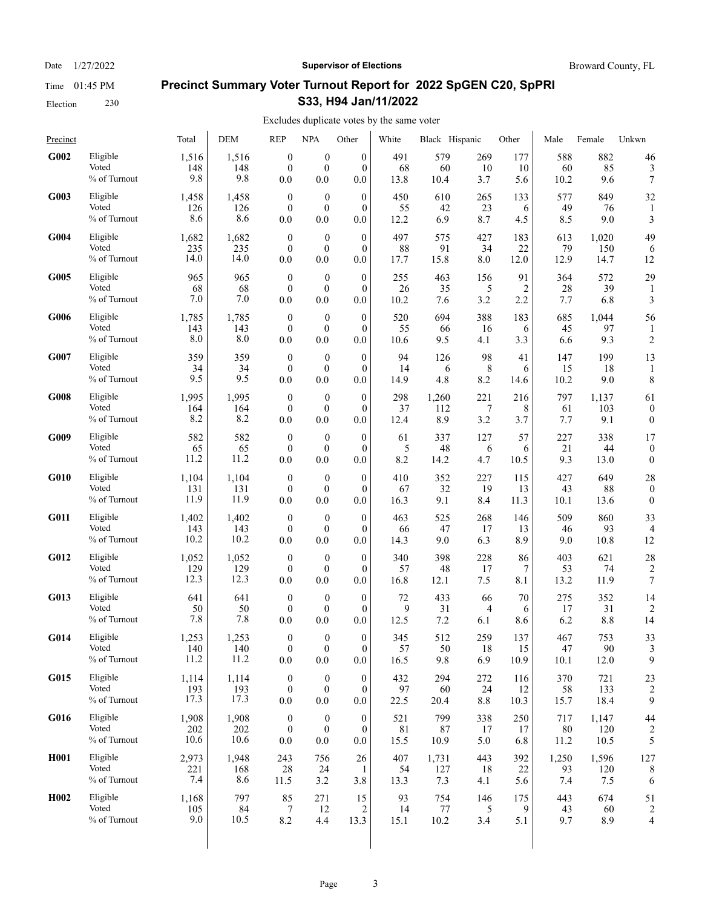Date 1/27/2022 **Supervisor of Elections** Broward County, FL

Time 01:45 PM

Election 230

## Precinct Summary Voter Turnout Report for 2022 SpGEN C20, SpPRI S33, H94 Jan/11/2022

Excludes duplicate votes by the same voter

| Precinct | | Total | DEM | REP | NPA | Other | White | Black | Hispanic | Other | Male | Female | Unkwn |
|---|---|---|---|---|---|---|---|---|---|---|---|---|---|
| **G002** | Eligible | 1,516 | 1,516 | 0 | 0 | 0 | 491 | 579 | 269 | 177 | 588 | 882 | 46 |
| | Voted | 148 | 148 | 0 | 0 | 0 | 68 | 60 | 10 | 10 | 60 | 85 | 3 |
| | % of Turnout | 9.8 | 9.8 | 0.0 | 0.0 | 0.0 | 13.8 | 10.4 | 3.7 | 5.6 | 10.2 | 9.6 | 7 |
| **G003** | Eligible | 1,458 | 1,458 | 0 | 0 | 0 | 450 | 610 | 265 | 133 | 577 | 849 | 32 |
| | Voted | 126 | 126 | 0 | 0 | 0 | 55 | 42 | 23 | 6 | 49 | 76 | 1 |
| | % of Turnout | 8.6 | 8.6 | 0.0 | 0.0 | 0.0 | 12.2 | 6.9 | 8.7 | 4.5 | 8.5 | 9.0 | 3 |
| **G004** | Eligible | 1,682 | 1,682 | 0 | 0 | 0 | 497 | 575 | 427 | 183 | 613 | 1,020 | 49 |
| | Voted | 235 | 235 | 0 | 0 | 0 | 88 | 91 | 34 | 22 | 79 | 150 | 6 |
| | % of Turnout | 14.0 | 14.0 | 0.0 | 0.0 | 0.0 | 17.7 | 15.8 | 8.0 | 12.0 | 12.9 | 14.7 | 12 |
| **G005** | Eligible | 965 | 965 | 0 | 0 | 0 | 255 | 463 | 156 | 91 | 364 | 572 | 29 |
| | Voted | 68 | 68 | 0 | 0 | 0 | 26 | 35 | 5 | 2 | 28 | 39 | 1 |
| | % of Turnout | 7.0 | 7.0 | 0.0 | 0.0 | 0.0 | 10.2 | 7.6 | 3.2 | 2.2 | 7.7 | 6.8 | 3 |
| **G006** | Eligible | 1,785 | 1,785 | 0 | 0 | 0 | 520 | 694 | 388 | 183 | 685 | 1,044 | 56 |
| | Voted | 143 | 143 | 0 | 0 | 0 | 55 | 66 | 16 | 6 | 45 | 97 | 1 |
| | % of Turnout | 8.0 | 8.0 | 0.0 | 0.0 | 0.0 | 10.6 | 9.5 | 4.1 | 3.3 | 6.6 | 9.3 | 2 |
| **G007** | Eligible | 359 | 359 | 0 | 0 | 0 | 94 | 126 | 98 | 41 | 147 | 199 | 13 |
| | Voted | 34 | 34 | 0 | 0 | 0 | 14 | 6 | 8 | 6 | 15 | 18 | 1 |
| | % of Turnout | 9.5 | 9.5 | 0.0 | 0.0 | 0.0 | 14.9 | 4.8 | 8.2 | 14.6 | 10.2 | 9.0 | 8 |
| **G008** | Eligible | 1,995 | 1,995 | 0 | 0 | 0 | 298 | 1,260 | 221 | 216 | 797 | 1,137 | 61 |
| | Voted | 164 | 164 | 0 | 0 | 0 | 37 | 112 | 7 | 8 | 61 | 103 | 0 |
| | % of Turnout | 8.2 | 8.2 | 0.0 | 0.0 | 0.0 | 12.4 | 8.9 | 3.2 | 3.7 | 7.7 | 9.1 | 0 |
| **G009** | Eligible | 582 | 582 | 0 | 0 | 0 | 61 | 337 | 127 | 57 | 227 | 338 | 17 |
| | Voted | 65 | 65 | 0 | 0 | 0 | 5 | 48 | 6 | 6 | 21 | 44 | 0 |
| | % of Turnout | 11.2 | 11.2 | 0.0 | 0.0 | 0.0 | 8.2 | 14.2 | 4.7 | 10.5 | 9.3 | 13.0 | 0 |
| **G010** | Eligible | 1,104 | 1,104 | 0 | 0 | 0 | 410 | 352 | 227 | 115 | 427 | 649 | 28 |
| | Voted | 131 | 131 | 0 | 0 | 0 | 67 | 32 | 19 | 13 | 43 | 88 | 0 |
| | % of Turnout | 11.9 | 11.9 | 0.0 | 0.0 | 0.0 | 16.3 | 9.1 | 8.4 | 11.3 | 10.1 | 13.6 | 0 |
| **G011** | Eligible | 1,402 | 1,402 | 0 | 0 | 0 | 463 | 525 | 268 | 146 | 509 | 860 | 33 |
| | Voted | 143 | 143 | 0 | 0 | 0 | 66 | 47 | 17 | 13 | 46 | 93 | 4 |
| | % of Turnout | 10.2 | 10.2 | 0.0 | 0.0 | 0.0 | 14.3 | 9.0 | 6.3 | 8.9 | 9.0 | 10.8 | 12 |
| **G012** | Eligible | 1,052 | 1,052 | 0 | 0 | 0 | 340 | 398 | 228 | 86 | 403 | 621 | 28 |
| | Voted | 129 | 129 | 0 | 0 | 0 | 57 | 48 | 17 | 7 | 53 | 74 | 2 |
| | % of Turnout | 12.3 | 12.3 | 0.0 | 0.0 | 0.0 | 16.8 | 12.1 | 7.5 | 8.1 | 13.2 | 11.9 | 7 |
| **G013** | Eligible | 641 | 641 | 0 | 0 | 0 | 72 | 433 | 66 | 70 | 275 | 352 | 14 |
| | Voted | 50 | 50 | 0 | 0 | 0 | 9 | 31 | 4 | 6 | 17 | 31 | 2 |
| | % of Turnout | 7.8 | 7.8 | 0.0 | 0.0 | 0.0 | 12.5 | 7.2 | 6.1 | 8.6 | 6.2 | 8.8 | 14 |
| **G014** | Eligible | 1,253 | 1,253 | 0 | 0 | 0 | 345 | 512 | 259 | 137 | 467 | 753 | 33 |
| | Voted | 140 | 140 | 0 | 0 | 0 | 57 | 50 | 18 | 15 | 47 | 90 | 3 |
| | % of Turnout | 11.2 | 11.2 | 0.0 | 0.0 | 0.0 | 16.5 | 9.8 | 6.9 | 10.9 | 10.1 | 12.0 | 9 |
| **G015** | Eligible | 1,114 | 1,114 | 0 | 0 | 0 | 432 | 294 | 272 | 116 | 370 | 721 | 23 |
| | Voted | 193 | 193 | 0 | 0 | 0 | 97 | 60 | 24 | 12 | 58 | 133 | 2 |
| | % of Turnout | 17.3 | 17.3 | 0.0 | 0.0 | 0.0 | 22.5 | 20.4 | 8.8 | 10.3 | 15.7 | 18.4 | 9 |
| **G016** | Eligible | 1,908 | 1,908 | 0 | 0 | 0 | 521 | 799 | 338 | 250 | 717 | 1,147 | 44 |
| | Voted | 202 | 202 | 0 | 0 | 0 | 81 | 87 | 17 | 17 | 80 | 120 | 2 |
| | % of Turnout | 10.6 | 10.6 | 0.0 | 0.0 | 0.0 | 15.5 | 10.9 | 5.0 | 6.8 | 11.2 | 10.5 | 5 |
| **H001** | Eligible | 2,973 | 1,948 | 243 | 756 | 26 | 407 | 1,731 | 443 | 392 | 1,250 | 1,596 | 127 |
| | Voted | 221 | 168 | 28 | 24 | 1 | 54 | 127 | 18 | 22 | 93 | 120 | 8 |
| | % of Turnout | 7.4 | 8.6 | 11.5 | 3.2 | 3.8 | 13.3 | 7.3 | 4.1 | 5.6 | 7.4 | 7.5 | 6 |
| **H002** | Eligible | 1,168 | 797 | 85 | 271 | 15 | 93 | 754 | 146 | 175 | 443 | 674 | 51 |
| | Voted | 105 | 84 | 7 | 12 | 2 | 14 | 77 | 5 | 9 | 43 | 60 | 2 |
| | % of Turnout | 9.0 | 10.5 | 8.2 | 4.4 | 13.3 | 15.1 | 10.2 | 3.4 | 5.1 | 9.7 | 8.9 | 4 |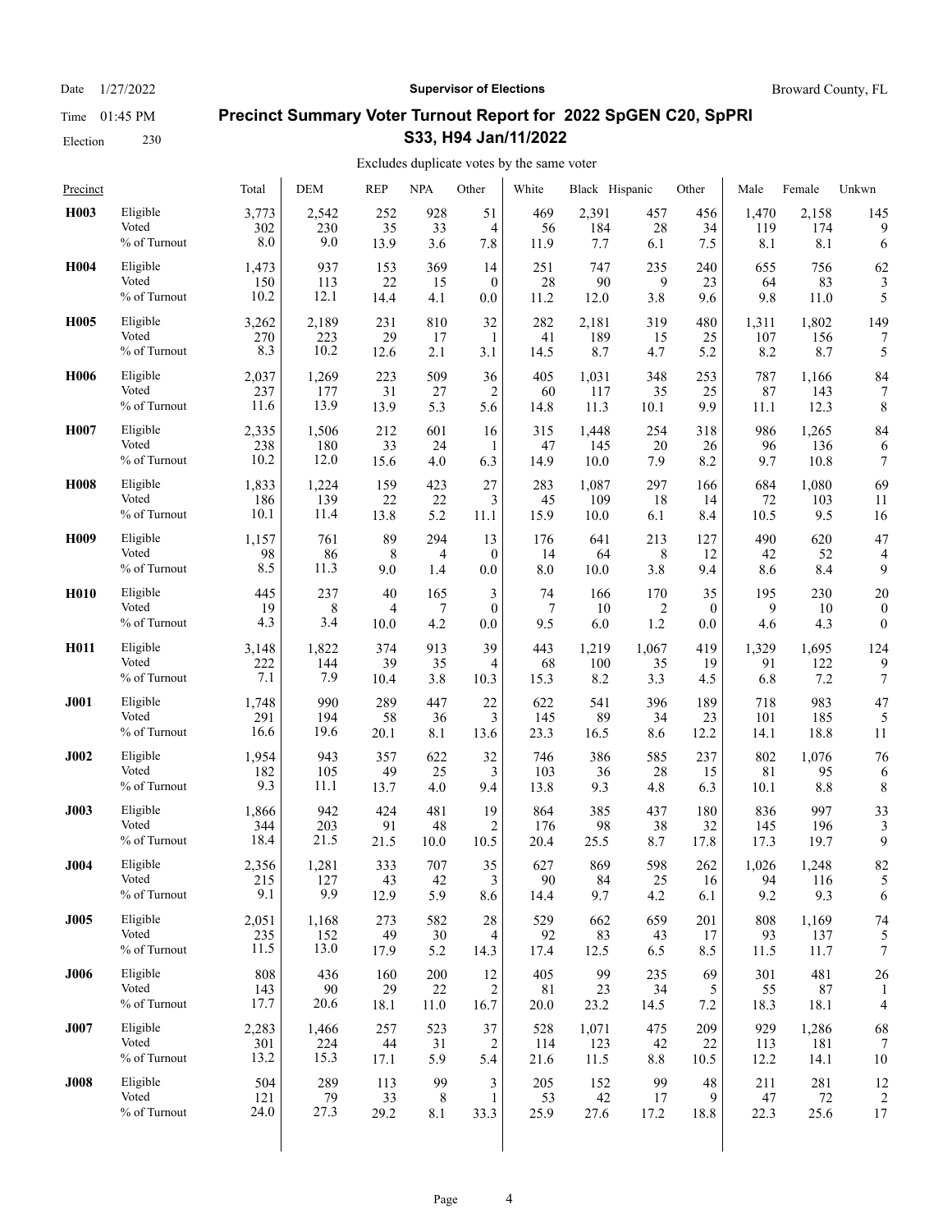## Precinct Summary Voter Turnout Report for 2022 SpGEN C20, SpPRI S33, H94 Jan/11/2022

Excludes duplicate votes by the same voter

| Precinct | | Total | DEM | REP | NPA | Other | White | Black | Hispanic | Other | Male | Female | Unkwn |
|---|---|---|---|---|---|---|---|---|---|---|---|---|---|
| **H003** | Eligible | 3,773 | 2,542 | 252 | 928 | 51 | 469 | 2,391 | 457 | 456 | 1,470 | 2,158 | 145 |
| | Voted | 302 | 230 | 35 | 33 | 4 | 56 | 184 | 28 | 34 | 119 | 174 | 9 |
| | % of Turnout | 8.0 | 9.0 | 13.9 | 3.6 | 7.8 | 11.9 | 7.7 | 6.1 | 7.5 | 8.1 | 8.1 | 6 |
| **H004** | Eligible | 1,473 | 937 | 153 | 369 | 14 | 251 | 747 | 235 | 240 | 655 | 756 | 62 |
| | Voted | 150 | 113 | 22 | 15 | 0 | 28 | 90 | 9 | 23 | 64 | 83 | 3 |
| | % of Turnout | 10.2 | 12.1 | 14.4 | 4.1 | 0.0 | 11.2 | 12.0 | 3.8 | 9.6 | 9.8 | 11.0 | 5 |
| **H005** | Eligible | 3,262 | 2,189 | 231 | 810 | 32 | 282 | 2,181 | 319 | 480 | 1,311 | 1,802 | 149 |
| | Voted | 270 | 223 | 29 | 17 | 1 | 41 | 189 | 15 | 25 | 107 | 156 | 7 |
| | % of Turnout | 8.3 | 10.2 | 12.6 | 2.1 | 3.1 | 14.5 | 8.7 | 4.7 | 5.2 | 8.2 | 8.7 | 5 |
| **H006** | Eligible | 2,037 | 1,269 | 223 | 509 | 36 | 405 | 1,031 | 348 | 253 | 787 | 1,166 | 84 |
| | Voted | 237 | 177 | 31 | 27 | 2 | 60 | 117 | 35 | 25 | 87 | 143 | 7 |
| | % of Turnout | 11.6 | 13.9 | 13.9 | 5.3 | 5.6 | 14.8 | 11.3 | 10.1 | 9.9 | 11.1 | 12.3 | 8 |
| **H007** | Eligible | 2,335 | 1,506 | 212 | 601 | 16 | 315 | 1,448 | 254 | 318 | 986 | 1,265 | 84 |
| | Voted | 238 | 180 | 33 | 24 | 1 | 47 | 145 | 20 | 26 | 96 | 136 | 6 |
| | % of Turnout | 10.2 | 12.0 | 15.6 | 4.0 | 6.3 | 14.9 | 10.0 | 7.9 | 8.2 | 9.7 | 10.8 | 7 |
| **H008** | Eligible | 1,833 | 1,224 | 159 | 423 | 27 | 283 | 1,087 | 297 | 166 | 684 | 1,080 | 69 |
| | Voted | 186 | 139 | 22 | 22 | 3 | 45 | 109 | 18 | 14 | 72 | 103 | 11 |
| | % of Turnout | 10.1 | 11.4 | 13.8 | 5.2 | 11.1 | 15.9 | 10.0 | 6.1 | 8.4 | 10.5 | 9.5 | 16 |
| **H009** | Eligible | 1,157 | 761 | 89 | 294 | 13 | 176 | 641 | 213 | 127 | 490 | 620 | 47 |
| | Voted | 98 | 86 | 8 | 4 | 0 | 14 | 64 | 8 | 12 | 42 | 52 | 4 |
| | % of Turnout | 8.5 | 11.3 | 9.0 | 1.4 | 0.0 | 8.0 | 10.0 | 3.8 | 9.4 | 8.6 | 8.4 | 9 |
| **H010** | Eligible | 445 | 237 | 40 | 165 | 3 | 74 | 166 | 170 | 35 | 195 | 230 | 20 |
| | Voted | 19 | 8 | 4 | 7 | 0 | 7 | 10 | 2 | 0 | 9 | 10 | 0 |
| | % of Turnout | 4.3 | 3.4 | 10.0 | 4.2 | 0.0 | 9.5 | 6.0 | 1.2 | 0.0 | 4.6 | 4.3 | 0 |
| **H011** | Eligible | 3,148 | 1,822 | 374 | 913 | 39 | 443 | 1,219 | 1,067 | 419 | 1,329 | 1,695 | 124 |
| | Voted | 222 | 144 | 39 | 35 | 4 | 68 | 100 | 35 | 19 | 91 | 122 | 9 |
| | % of Turnout | 7.1 | 7.9 | 10.4 | 3.8 | 10.3 | 15.3 | 8.2 | 3.3 | 4.5 | 6.8 | 7.2 | 7 |
| **J001** | Eligible | 1,748 | 990 | 289 | 447 | 22 | 622 | 541 | 396 | 189 | 718 | 983 | 47 |
| | Voted | 291 | 194 | 58 | 36 | 3 | 145 | 89 | 34 | 23 | 101 | 185 | 5 |
| | % of Turnout | 16.6 | 19.6 | 20.1 | 8.1 | 13.6 | 23.3 | 16.5 | 8.6 | 12.2 | 14.1 | 18.8 | 11 |
| **J002** | Eligible | 1,954 | 943 | 357 | 622 | 32 | 746 | 386 | 585 | 237 | 802 | 1,076 | 76 |
| | Voted | 182 | 105 | 49 | 25 | 3 | 103 | 36 | 28 | 15 | 81 | 95 | 6 |
| | % of Turnout | 9.3 | 11.1 | 13.7 | 4.0 | 9.4 | 13.8 | 9.3 | 4.8 | 6.3 | 10.1 | 8.8 | 8 |
| **J003** | Eligible | 1,866 | 942 | 424 | 481 | 19 | 864 | 385 | 437 | 180 | 836 | 997 | 33 |
| | Voted | 344 | 203 | 91 | 48 | 2 | 176 | 98 | 38 | 32 | 145 | 196 | 3 |
| | % of Turnout | 18.4 | 21.5 | 21.5 | 10.0 | 10.5 | 20.4 | 25.5 | 8.7 | 17.8 | 17.3 | 19.7 | 9 |
| **J004** | Eligible | 2,356 | 1,281 | 333 | 707 | 35 | 627 | 869 | 598 | 262 | 1,026 | 1,248 | 82 |
| | Voted | 215 | 127 | 43 | 42 | 3 | 90 | 84 | 25 | 16 | 94 | 116 | 5 |
| | % of Turnout | 9.1 | 9.9 | 12.9 | 5.9 | 8.6 | 14.4 | 9.7 | 4.2 | 6.1 | 9.2 | 9.3 | 6 |
| **J005** | Eligible | 2,051 | 1,168 | 273 | 582 | 28 | 529 | 662 | 659 | 201 | 808 | 1,169 | 74 |
| | Voted | 235 | 152 | 49 | 30 | 4 | 92 | 83 | 43 | 17 | 93 | 137 | 5 |
| | % of Turnout | 11.5 | 13.0 | 17.9 | 5.2 | 14.3 | 17.4 | 12.5 | 6.5 | 8.5 | 11.5 | 11.7 | 7 |
| **J006** | Eligible | 808 | 436 | 160 | 200 | 12 | 405 | 99 | 235 | 69 | 301 | 481 | 26 |
| | Voted | 143 | 90 | 29 | 22 | 2 | 81 | 23 | 34 | 5 | 55 | 87 | 1 |
| | % of Turnout | 17.7 | 20.6 | 18.1 | 11.0 | 16.7 | 20.0 | 23.2 | 14.5 | 7.2 | 18.3 | 18.1 | 4 |
| **J007** | Eligible | 2,283 | 1,466 | 257 | 523 | 37 | 528 | 1,071 | 475 | 209 | 929 | 1,286 | 68 |
| | Voted | 301 | 224 | 44 | 31 | 2 | 114 | 123 | 42 | 22 | 113 | 181 | 7 |
| | % of Turnout | 13.2 | 15.3 | 17.1 | 5.9 | 5.4 | 21.6 | 11.5 | 8.8 | 10.5 | 12.2 | 14.1 | 10 |
| **J008** | Eligible | 504 | 289 | 113 | 99 | 3 | 205 | 152 | 99 | 48 | 211 | 281 | 12 |
| | Voted | 121 | 79 | 33 | 8 | 1 | 53 | 42 | 17 | 9 | 47 | 72 | 2 |
| | % of Turnout | 24.0 | 27.3 | 29.2 | 8.1 | 33.3 | 25.9 | 27.6 | 17.2 | 18.8 | 22.3 | 25.6 | 17 |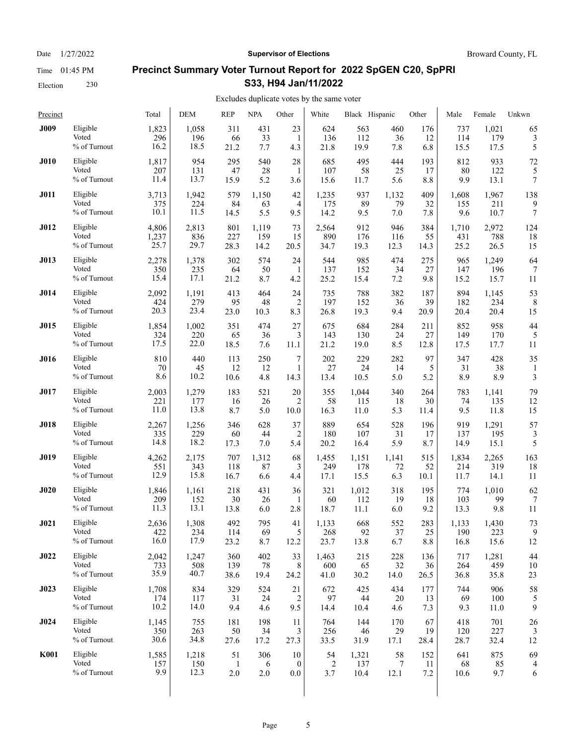Date 1/27/2022 | **Supervisor of Elections** | Broward County, FL

Time 01:45 PM

Election 230

## Precinct Summary Voter Turnout Report for 2022 SpGEN C20, SpPRI S33, H94 Jan/11/2022

Excludes duplicate votes by the same voter

| Precinct | | Total | DEM | REP | NPA | Other | White | Black | Hispanic | Other | Male | Female | Unkwn |
|---|---|---|---|---|---|---|---|---|---|---|---|---|---|
| **J009** | Eligible | 1,823 | 1,058 | 311 | 431 | 23 | 624 | 563 | 460 | 176 | 737 | 1,021 | 65 |
| | Voted | 296 | 196 | 66 | 33 | 1 | 136 | 112 | 36 | 12 | 114 | 179 | 3 |
| | % of Turnout | 16.2 | 18.5 | 21.2 | 7.7 | 4.3 | 21.8 | 19.9 | 7.8 | 6.8 | 15.5 | 17.5 | 5 |
| **J010** | Eligible | 1,817 | 954 | 295 | 540 | 28 | 685 | 495 | 444 | 193 | 812 | 933 | 72 |
| | Voted | 207 | 131 | 47 | 28 | 1 | 107 | 58 | 25 | 17 | 80 | 122 | 5 |
| | % of Turnout | 11.4 | 13.7 | 15.9 | 5.2 | 3.6 | 15.6 | 11.7 | 5.6 | 8.8 | 9.9 | 13.1 | 7 |
| **J011** | Eligible | 3,713 | 1,942 | 579 | 1,150 | 42 | 1,235 | 937 | 1,132 | 409 | 1,608 | 1,967 | 138 |
| | Voted | 375 | 224 | 84 | 63 | 4 | 175 | 89 | 79 | 32 | 155 | 211 | 9 |
| | % of Turnout | 10.1 | 11.5 | 14.5 | 5.5 | 9.5 | 14.2 | 9.5 | 7.0 | 7.8 | 9.6 | 10.7 | 7 |
| **J012** | Eligible | 4,806 | 2,813 | 801 | 1,119 | 73 | 2,564 | 912 | 946 | 384 | 1,710 | 2,972 | 124 |
| | Voted | 1,237 | 836 | 227 | 159 | 15 | 890 | 176 | 116 | 55 | 431 | 788 | 18 |
| | % of Turnout | 25.7 | 29.7 | 28.3 | 14.2 | 20.5 | 34.7 | 19.3 | 12.3 | 14.3 | 25.2 | 26.5 | 15 |
| **J013** | Eligible | 2,278 | 1,378 | 302 | 574 | 24 | 544 | 985 | 474 | 275 | 965 | 1,249 | 64 |
| | Voted | 350 | 235 | 64 | 50 | 1 | 137 | 152 | 34 | 27 | 147 | 196 | 7 |
| | % of Turnout | 15.4 | 17.1 | 21.2 | 8.7 | 4.2 | 25.2 | 15.4 | 7.2 | 9.8 | 15.2 | 15.7 | 11 |
| **J014** | Eligible | 2,092 | 1,191 | 413 | 464 | 24 | 735 | 788 | 382 | 187 | 894 | 1,145 | 53 |
| | Voted | 424 | 279 | 95 | 48 | 2 | 197 | 152 | 36 | 39 | 182 | 234 | 8 |
| | % of Turnout | 20.3 | 23.4 | 23.0 | 10.3 | 8.3 | 26.8 | 19.3 | 9.4 | 20.9 | 20.4 | 20.4 | 15 |
| **J015** | Eligible | 1,854 | 1,002 | 351 | 474 | 27 | 675 | 684 | 284 | 211 | 852 | 958 | 44 |
| | Voted | 324 | 220 | 65 | 36 | 3 | 143 | 130 | 24 | 27 | 149 | 170 | 5 |
| | % of Turnout | 17.5 | 22.0 | 18.5 | 7.6 | 11.1 | 21.2 | 19.0 | 8.5 | 12.8 | 17.5 | 17.7 | 11 |
| **J016** | Eligible | 810 | 440 | 113 | 250 | 7 | 202 | 229 | 282 | 97 | 347 | 428 | 35 |
| | Voted | 70 | 45 | 12 | 12 | 1 | 27 | 24 | 14 | 5 | 31 | 38 | 1 |
| | % of Turnout | 8.6 | 10.2 | 10.6 | 4.8 | 14.3 | 13.4 | 10.5 | 5.0 | 5.2 | 8.9 | 8.9 | 3 |
| **J017** | Eligible | 2,003 | 1,279 | 183 | 521 | 20 | 355 | 1,044 | 340 | 264 | 783 | 1,141 | 79 |
| | Voted | 221 | 177 | 16 | 26 | 2 | 58 | 115 | 18 | 30 | 74 | 135 | 12 |
| | % of Turnout | 11.0 | 13.8 | 8.7 | 5.0 | 10.0 | 16.3 | 11.0 | 5.3 | 11.4 | 9.5 | 11.8 | 15 |
| **J018** | Eligible | 2,267 | 1,256 | 346 | 628 | 37 | 889 | 654 | 528 | 196 | 919 | 1,291 | 57 |
| | Voted | 335 | 229 | 60 | 44 | 2 | 180 | 107 | 31 | 17 | 137 | 195 | 3 |
| | % of Turnout | 14.8 | 18.2 | 17.3 | 7.0 | 5.4 | 20.2 | 16.4 | 5.9 | 8.7 | 14.9 | 15.1 | 5 |
| **J019** | Eligible | 4,262 | 2,175 | 707 | 1,312 | 68 | 1,455 | 1,151 | 1,141 | 515 | 1,834 | 2,265 | 163 |
| | Voted | 551 | 343 | 118 | 87 | 3 | 249 | 178 | 72 | 52 | 214 | 319 | 18 |
| | % of Turnout | 12.9 | 15.8 | 16.7 | 6.6 | 4.4 | 17.1 | 15.5 | 6.3 | 10.1 | 11.7 | 14.1 | 11 |
| **J020** | Eligible | 1,846 | 1,161 | 218 | 431 | 36 | 321 | 1,012 | 318 | 195 | 774 | 1,010 | 62 |
| | Voted | 209 | 152 | 30 | 26 | 1 | 60 | 112 | 19 | 18 | 103 | 99 | 7 |
| | % of Turnout | 11.3 | 13.1 | 13.8 | 6.0 | 2.8 | 18.7 | 11.1 | 6.0 | 9.2 | 13.3 | 9.8 | 11 |
| **J021** | Eligible | 2,636 | 1,308 | 492 | 795 | 41 | 1,133 | 668 | 552 | 283 | 1,133 | 1,430 | 73 |
| | Voted | 422 | 234 | 114 | 69 | 5 | 268 | 92 | 37 | 25 | 190 | 223 | 9 |
| | % of Turnout | 16.0 | 17.9 | 23.2 | 8.7 | 12.2 | 23.7 | 13.8 | 6.7 | 8.8 | 16.8 | 15.6 | 12 |
| **J022** | Eligible | 2,042 | 1,247 | 360 | 402 | 33 | 1,463 | 215 | 228 | 136 | 717 | 1,281 | 44 |
| | Voted | 733 | 508 | 139 | 78 | 8 | 600 | 65 | 32 | 36 | 264 | 459 | 10 |
| | % of Turnout | 35.9 | 40.7 | 38.6 | 19.4 | 24.2 | 41.0 | 30.2 | 14.0 | 26.5 | 36.8 | 35.8 | 23 |
| **J023** | Eligible | 1,708 | 834 | 329 | 524 | 21 | 672 | 425 | 434 | 177 | 744 | 906 | 58 |
| | Voted | 174 | 117 | 31 | 24 | 2 | 97 | 44 | 20 | 13 | 69 | 100 | 5 |
| | % of Turnout | 10.2 | 14.0 | 9.4 | 4.6 | 9.5 | 14.4 | 10.4 | 4.6 | 7.3 | 9.3 | 11.0 | 9 |
| **J024** | Eligible | 1,145 | 755 | 181 | 198 | 11 | 764 | 144 | 170 | 67 | 418 | 701 | 26 |
| | Voted | 350 | 263 | 50 | 34 | 3 | 256 | 46 | 29 | 19 | 120 | 227 | 3 |
| | % of Turnout | 30.6 | 34.8 | 27.6 | 17.2 | 27.3 | 33.5 | 31.9 | 17.1 | 28.4 | 28.7 | 32.4 | 12 |
| **K001** | Eligible | 1,585 | 1,218 | 51 | 306 | 10 | 54 | 1,321 | 58 | 152 | 641 | 875 | 69 |
| | Voted | 157 | 150 | 1 | 6 | 0 | 2 | 137 | 7 | 11 | 68 | 85 | 4 |
| | % of Turnout | 9.9 | 12.3 | 2.0 | 2.0 | 0.0 | 3.7 | 10.4 | 12.1 | 7.2 | 10.6 | 9.7 | 6 |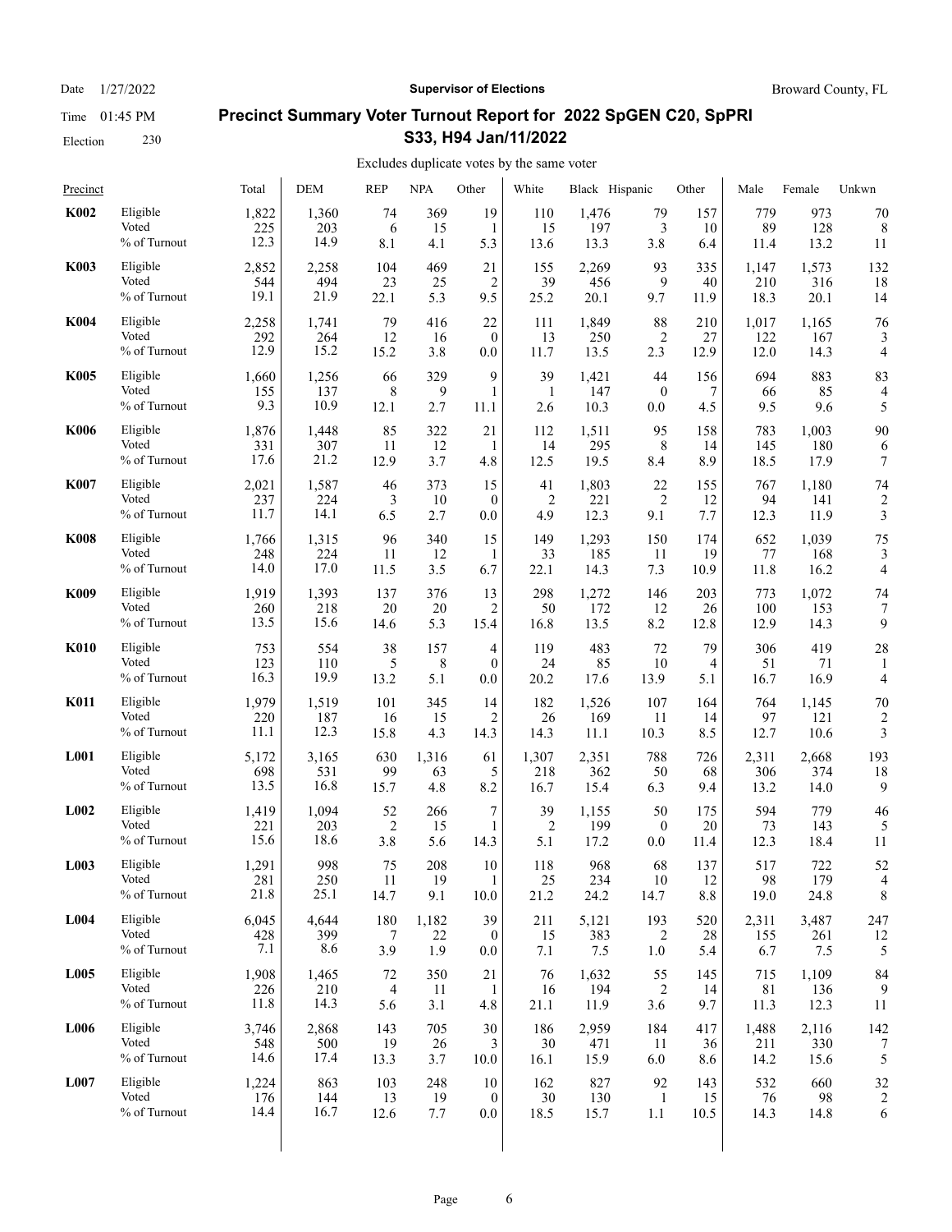Date 1/27/2022 | **Supervisor of Elections** | Broward County, FL

Time 01:45 PM

Election 230

## Precinct Summary Voter Turnout Report for 2022 SpGEN C20, SpPRI S33, H94 Jan/11/2022

Excludes duplicate votes by the same voter

| Precinct | | Total | DEM | REP | NPA | Other | White | Black | Hispanic | Other | Male | Female | Unkwn |
|---|---|---|---|---|---|---|---|---|---|---|---|---|---|
| **K002** | Eligible | 1,822 | 1,360 | 74 | 369 | 19 | 110 | 1,476 | 79 | 157 | 779 | 973 | 70 |
| | Voted | 225 | 203 | 6 | 15 | 1 | 15 | 197 | 3 | 10 | 89 | 128 | 8 |
| | % of Turnout | 12.3 | 14.9 | 8.1 | 4.1 | 5.3 | 13.6 | 13.3 | 3.8 | 6.4 | 11.4 | 13.2 | 11 |
| **K003** | Eligible | 2,852 | 2,258 | 104 | 469 | 21 | 155 | 2,269 | 93 | 335 | 1,147 | 1,573 | 132 |
| | Voted | 544 | 494 | 23 | 25 | 2 | 39 | 456 | 9 | 40 | 210 | 316 | 18 |
| | % of Turnout | 19.1 | 21.9 | 22.1 | 5.3 | 9.5 | 25.2 | 20.1 | 9.7 | 11.9 | 18.3 | 20.1 | 14 |
| **K004** | Eligible | 2,258 | 1,741 | 79 | 416 | 22 | 111 | 1,849 | 88 | 210 | 1,017 | 1,165 | 76 |
| | Voted | 292 | 264 | 12 | 16 | 0 | 13 | 250 | 2 | 27 | 122 | 167 | 3 |
| | % of Turnout | 12.9 | 15.2 | 15.2 | 3.8 | 0.0 | 11.7 | 13.5 | 2.3 | 12.9 | 12.0 | 14.3 | 4 |
| **K005** | Eligible | 1,660 | 1,256 | 66 | 329 | 9 | 39 | 1,421 | 44 | 156 | 694 | 883 | 83 |
| | Voted | 155 | 137 | 8 | 9 | 1 | 1 | 147 | 0 | 7 | 66 | 85 | 4 |
| | % of Turnout | 9.3 | 10.9 | 12.1 | 2.7 | 11.1 | 2.6 | 10.3 | 0.0 | 4.5 | 9.5 | 9.6 | 5 |
| **K006** | Eligible | 1,876 | 1,448 | 85 | 322 | 21 | 112 | 1,511 | 95 | 158 | 783 | 1,003 | 90 |
| | Voted | 331 | 307 | 11 | 12 | 1 | 14 | 295 | 8 | 14 | 145 | 180 | 6 |
| | % of Turnout | 17.6 | 21.2 | 12.9 | 3.7 | 4.8 | 12.5 | 19.5 | 8.4 | 8.9 | 18.5 | 17.9 | 7 |
| **K007** | Eligible | 2,021 | 1,587 | 46 | 373 | 15 | 41 | 1,803 | 22 | 155 | 767 | 1,180 | 74 |
| | Voted | 237 | 224 | 3 | 10 | 0 | 2 | 221 | 2 | 12 | 94 | 141 | 2 |
| | % of Turnout | 11.7 | 14.1 | 6.5 | 2.7 | 0.0 | 4.9 | 12.3 | 9.1 | 7.7 | 12.3 | 11.9 | 3 |
| **K008** | Eligible | 1,766 | 1,315 | 96 | 340 | 15 | 149 | 1,293 | 150 | 174 | 652 | 1,039 | 75 |
| | Voted | 248 | 224 | 11 | 12 | 1 | 33 | 185 | 11 | 19 | 77 | 168 | 3 |
| | % of Turnout | 14.0 | 17.0 | 11.5 | 3.5 | 6.7 | 22.1 | 14.3 | 7.3 | 10.9 | 11.8 | 16.2 | 4 |
| **K009** | Eligible | 1,919 | 1,393 | 137 | 376 | 13 | 298 | 1,272 | 146 | 203 | 773 | 1,072 | 74 |
| | Voted | 260 | 218 | 20 | 20 | 2 | 50 | 172 | 12 | 26 | 100 | 153 | 7 |
| | % of Turnout | 13.5 | 15.6 | 14.6 | 5.3 | 15.4 | 16.8 | 13.5 | 8.2 | 12.8 | 12.9 | 14.3 | 9 |
| **K010** | Eligible | 753 | 554 | 38 | 157 | 4 | 119 | 483 | 72 | 79 | 306 | 419 | 28 |
| | Voted | 123 | 110 | 5 | 8 | 0 | 24 | 85 | 10 | 4 | 51 | 71 | 1 |
| | % of Turnout | 16.3 | 19.9 | 13.2 | 5.1 | 0.0 | 20.2 | 17.6 | 13.9 | 5.1 | 16.7 | 16.9 | 4 |
| **K011** | Eligible | 1,979 | 1,519 | 101 | 345 | 14 | 182 | 1,526 | 107 | 164 | 764 | 1,145 | 70 |
| | Voted | 220 | 187 | 16 | 15 | 2 | 26 | 169 | 11 | 14 | 97 | 121 | 2 |
| | % of Turnout | 11.1 | 12.3 | 15.8 | 4.3 | 14.3 | 14.3 | 11.1 | 10.3 | 8.5 | 12.7 | 10.6 | 3 |
| **L001** | Eligible | 5,172 | 3,165 | 630 | 1,316 | 61 | 1,307 | 2,351 | 788 | 726 | 2,311 | 2,668 | 193 |
| | Voted | 698 | 531 | 99 | 63 | 5 | 218 | 362 | 50 | 68 | 306 | 374 | 18 |
| | % of Turnout | 13.5 | 16.8 | 15.7 | 4.8 | 8.2 | 16.7 | 15.4 | 6.3 | 9.4 | 13.2 | 14.0 | 9 |
| **L002** | Eligible | 1,419 | 1,094 | 52 | 266 | 7 | 39 | 1,155 | 50 | 175 | 594 | 779 | 46 |
| | Voted | 221 | 203 | 2 | 15 | 1 | 2 | 199 | 0 | 20 | 73 | 143 | 5 |
| | % of Turnout | 15.6 | 18.6 | 3.8 | 5.6 | 14.3 | 5.1 | 17.2 | 0.0 | 11.4 | 12.3 | 18.4 | 11 |
| **L003** | Eligible | 1,291 | 998 | 75 | 208 | 10 | 118 | 968 | 68 | 137 | 517 | 722 | 52 |
| | Voted | 281 | 250 | 11 | 19 | 1 | 25 | 234 | 10 | 12 | 98 | 179 | 4 |
| | % of Turnout | 21.8 | 25.1 | 14.7 | 9.1 | 10.0 | 21.2 | 24.2 | 14.7 | 8.8 | 19.0 | 24.8 | 8 |
| **L004** | Eligible | 6,045 | 4,644 | 180 | 1,182 | 39 | 211 | 5,121 | 193 | 520 | 2,311 | 3,487 | 247 |
| | Voted | 428 | 399 | 7 | 22 | 0 | 15 | 383 | 2 | 28 | 155 | 261 | 12 |
| | % of Turnout | 7.1 | 8.6 | 3.9 | 1.9 | 0.0 | 7.1 | 7.5 | 1.0 | 5.4 | 6.7 | 7.5 | 5 |
| **L005** | Eligible | 1,908 | 1,465 | 72 | 350 | 21 | 76 | 1,632 | 55 | 145 | 715 | 1,109 | 84 |
| | Voted | 226 | 210 | 4 | 11 | 1 | 16 | 194 | 2 | 14 | 81 | 136 | 9 |
| | % of Turnout | 11.8 | 14.3 | 5.6 | 3.1 | 4.8 | 21.1 | 11.9 | 3.6 | 9.7 | 11.3 | 12.3 | 11 |
| **L006** | Eligible | 3,746 | 2,868 | 143 | 705 | 30 | 186 | 2,959 | 184 | 417 | 1,488 | 2,116 | 142 |
| | Voted | 548 | 500 | 19 | 26 | 3 | 30 | 471 | 11 | 36 | 211 | 330 | 7 |
| | % of Turnout | 14.6 | 17.4 | 13.3 | 3.7 | 10.0 | 16.1 | 15.9 | 6.0 | 8.6 | 14.2 | 15.6 | 5 |
| **L007** | Eligible | 1,224 | 863 | 103 | 248 | 10 | 162 | 827 | 92 | 143 | 532 | 660 | 32 |
| | Voted | 176 | 144 | 13 | 19 | 0 | 30 | 130 | 1 | 15 | 76 | 98 | 2 |
| | % of Turnout | 14.4 | 16.7 | 12.6 | 7.7 | 0.0 | 18.5 | 15.7 | 1.1 | 10.5 | 14.3 | 14.8 | 6 |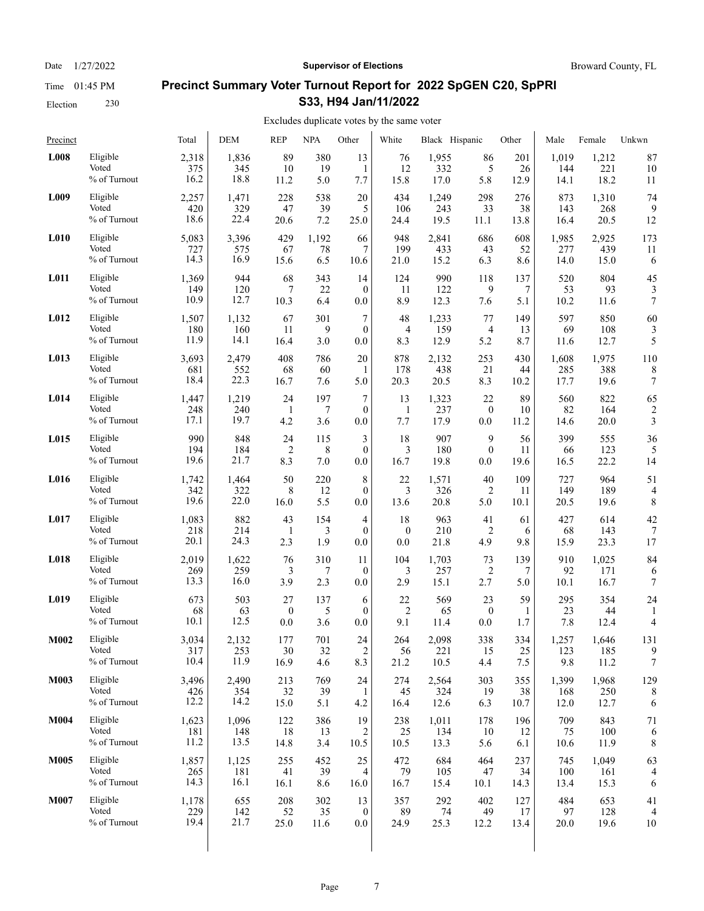# Precinct Summary Voter Turnout Report for 2022 SpGEN C20, SpPRI S33, H94 Jan/11/2022

Date 1/27/2022 | Supervisor of Elections | Broward County, FL

Time 01:45 PM

Election 230

Excludes duplicate votes by the same voter

| Precinct | | Total | DEM | REP | NPA | Other | White | Black | Hispanic | Other | Male | Female | Unkwn |
|---|---|---|---|---|---|---|---|---|---|---|---|---|---|
| **L008** | Eligible | 2,318 | 1,836 | 89 | 380 | 13 | 76 | 1,955 | 86 | 201 | 1,019 | 1,212 | 87 |
| | Voted | 375 | 345 | 10 | 19 | 1 | 12 | 332 | 5 | 26 | 144 | 221 | 10 |
| | % of Turnout | 16.2 | 18.8 | 11.2 | 5.0 | 7.7 | 15.8 | 17.0 | 5.8 | 12.9 | 14.1 | 18.2 | 11 |
| **L009** | Eligible | 2,257 | 1,471 | 228 | 538 | 20 | 434 | 1,249 | 298 | 276 | 873 | 1,310 | 74 |
| | Voted | 420 | 329 | 47 | 39 | 5 | 106 | 243 | 33 | 38 | 143 | 268 | 9 |
| | % of Turnout | 18.6 | 22.4 | 20.6 | 7.2 | 25.0 | 24.4 | 19.5 | 11.1 | 13.8 | 16.4 | 20.5 | 12 |
| **L010** | Eligible | 5,083 | 3,396 | 429 | 1,192 | 66 | 948 | 2,841 | 686 | 608 | 1,985 | 2,925 | 173 |
| | Voted | 727 | 575 | 67 | 78 | 7 | 199 | 433 | 43 | 52 | 277 | 439 | 11 |
| | % of Turnout | 14.3 | 16.9 | 15.6 | 6.5 | 10.6 | 21.0 | 15.2 | 6.3 | 8.6 | 14.0 | 15.0 | 6 |
| **L011** | Eligible | 1,369 | 944 | 68 | 343 | 14 | 124 | 990 | 118 | 137 | 520 | 804 | 45 |
| | Voted | 149 | 120 | 7 | 22 | 0 | 11 | 122 | 9 | 7 | 53 | 93 | 3 |
| | % of Turnout | 10.9 | 12.7 | 10.3 | 6.4 | 0.0 | 8.9 | 12.3 | 7.6 | 5.1 | 10.2 | 11.6 | 7 |
| **L012** | Eligible | 1,507 | 1,132 | 67 | 301 | 7 | 48 | 1,233 | 77 | 149 | 597 | 850 | 60 |
| | Voted | 180 | 160 | 11 | 9 | 0 | 4 | 159 | 4 | 13 | 69 | 108 | 3 |
| | % of Turnout | 11.9 | 14.1 | 16.4 | 3.0 | 0.0 | 8.3 | 12.9 | 5.2 | 8.7 | 11.6 | 12.7 | 5 |
| **L013** | Eligible | 3,693 | 2,479 | 408 | 786 | 20 | 878 | 2,132 | 253 | 430 | 1,608 | 1,975 | 110 |
| | Voted | 681 | 552 | 68 | 60 | 1 | 178 | 438 | 21 | 44 | 285 | 388 | 8 |
| | % of Turnout | 18.4 | 22.3 | 16.7 | 7.6 | 5.0 | 20.3 | 20.5 | 8.3 | 10.2 | 17.7 | 19.6 | 7 |
| **L014** | Eligible | 1,447 | 1,219 | 24 | 197 | 7 | 13 | 1,323 | 22 | 89 | 560 | 822 | 65 |
| | Voted | 248 | 240 | 1 | 7 | 0 | 1 | 237 | 0 | 10 | 82 | 164 | 2 |
| | % of Turnout | 17.1 | 19.7 | 4.2 | 3.6 | 0.0 | 7.7 | 17.9 | 0.0 | 11.2 | 14.6 | 20.0 | 3 |
| **L015** | Eligible | 990 | 848 | 24 | 115 | 3 | 18 | 907 | 9 | 56 | 399 | 555 | 36 |
| | Voted | 194 | 184 | 2 | 8 | 0 | 3 | 180 | 0 | 11 | 66 | 123 | 5 |
| | % of Turnout | 19.6 | 21.7 | 8.3 | 7.0 | 0.0 | 16.7 | 19.8 | 0.0 | 19.6 | 16.5 | 22.2 | 14 |
| **L016** | Eligible | 1,742 | 1,464 | 50 | 220 | 8 | 22 | 1,571 | 40 | 109 | 727 | 964 | 51 |
| | Voted | 342 | 322 | 8 | 12 | 0 | 3 | 326 | 2 | 11 | 149 | 189 | 4 |
| | % of Turnout | 19.6 | 22.0 | 16.0 | 5.5 | 0.0 | 13.6 | 20.8 | 5.0 | 10.1 | 20.5 | 19.6 | 8 |
| **L017** | Eligible | 1,083 | 882 | 43 | 154 | 4 | 18 | 963 | 41 | 61 | 427 | 614 | 42 |
| | Voted | 218 | 214 | 1 | 3 | 0 | 0 | 210 | 2 | 6 | 68 | 143 | 7 |
| | % of Turnout | 20.1 | 24.3 | 2.3 | 1.9 | 0.0 | 0.0 | 21.8 | 4.9 | 9.8 | 15.9 | 23.3 | 17 |
| **L018** | Eligible | 2,019 | 1,622 | 76 | 310 | 11 | 104 | 1,703 | 73 | 139 | 910 | 1,025 | 84 |
| | Voted | 269 | 259 | 3 | 7 | 0 | 3 | 257 | 2 | 7 | 92 | 171 | 6 |
| | % of Turnout | 13.3 | 16.0 | 3.9 | 2.3 | 0.0 | 2.9 | 15.1 | 2.7 | 5.0 | 10.1 | 16.7 | 7 |
| **L019** | Eligible | 673 | 503 | 27 | 137 | 6 | 22 | 569 | 23 | 59 | 295 | 354 | 24 |
| | Voted | 68 | 63 | 0 | 5 | 0 | 2 | 65 | 0 | 1 | 23 | 44 | 1 |
| | % of Turnout | 10.1 | 12.5 | 0.0 | 3.6 | 0.0 | 9.1 | 11.4 | 0.0 | 1.7 | 7.8 | 12.4 | 4 |
| **M002** | Eligible | 3,034 | 2,132 | 177 | 701 | 24 | 264 | 2,098 | 338 | 334 | 1,257 | 1,646 | 131 |
| | Voted | 317 | 253 | 30 | 32 | 2 | 56 | 221 | 15 | 25 | 123 | 185 | 9 |
| | % of Turnout | 10.4 | 11.9 | 16.9 | 4.6 | 8.3 | 21.2 | 10.5 | 4.4 | 7.5 | 9.8 | 11.2 | 7 |
| **M003** | Eligible | 3,496 | 2,490 | 213 | 769 | 24 | 274 | 2,564 | 303 | 355 | 1,399 | 1,968 | 129 |
| | Voted | 426 | 354 | 32 | 39 | 1 | 45 | 324 | 19 | 38 | 168 | 250 | 8 |
| | % of Turnout | 12.2 | 14.2 | 15.0 | 5.1 | 4.2 | 16.4 | 12.6 | 6.3 | 10.7 | 12.0 | 12.7 | 6 |
| **M004** | Eligible | 1,623 | 1,096 | 122 | 386 | 19 | 238 | 1,011 | 178 | 196 | 709 | 843 | 71 |
| | Voted | 181 | 148 | 18 | 13 | 2 | 25 | 134 | 10 | 12 | 75 | 100 | 6 |
| | % of Turnout | 11.2 | 13.5 | 14.8 | 3.4 | 10.5 | 10.5 | 13.3 | 5.6 | 6.1 | 10.6 | 11.9 | 8 |
| **M005** | Eligible | 1,857 | 1,125 | 255 | 452 | 25 | 472 | 684 | 464 | 237 | 745 | 1,049 | 63 |
| | Voted | 265 | 181 | 41 | 39 | 4 | 79 | 105 | 47 | 34 | 100 | 161 | 4 |
| | % of Turnout | 14.3 | 16.1 | 16.1 | 8.6 | 16.0 | 16.7 | 15.4 | 10.1 | 14.3 | 13.4 | 15.3 | 6 |
| **M007** | Eligible | 1,178 | 655 | 208 | 302 | 13 | 357 | 292 | 402 | 127 | 484 | 653 | 41 |
| | Voted | 229 | 142 | 52 | 35 | 0 | 89 | 74 | 49 | 17 | 97 | 128 | 4 |
| | % of Turnout | 19.4 | 21.7 | 25.0 | 11.6 | 0.0 | 24.9 | 25.3 | 12.2 | 13.4 | 20.0 | 19.6 | 10 |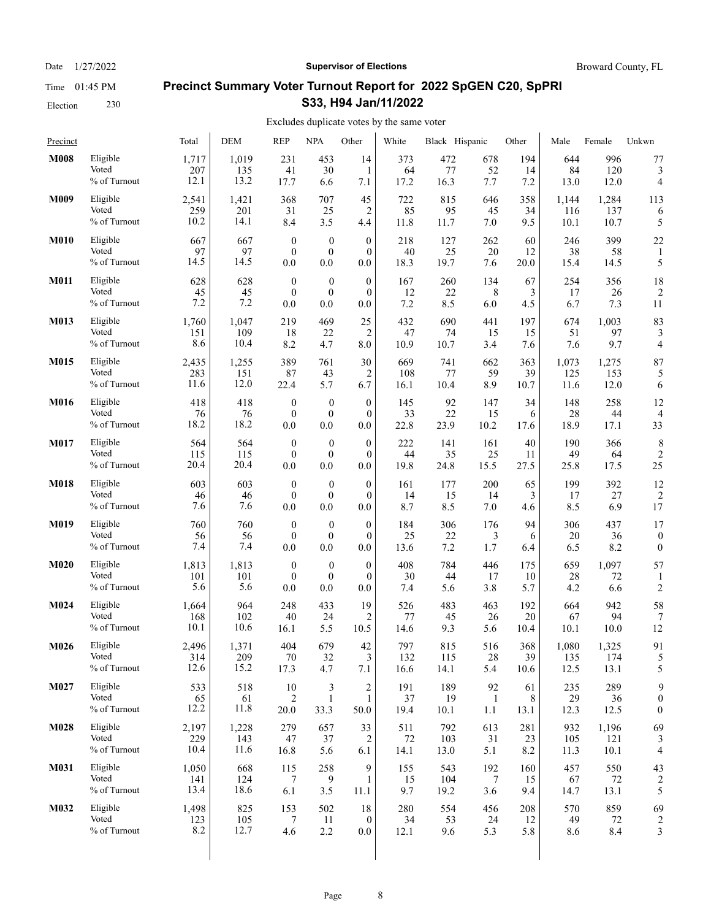Date 1/27/2022 **Supervisor of Elections** Broward County, FL

Time 01:45 PM

Election 230

## Precinct Summary Voter Turnout Report for 2022 SpGEN C20, SpPRI S33, H94 Jan/11/2022

Excludes duplicate votes by the same voter

| Precinct | | Total | DEM | REP | NPA | Other | White | Black | Hispanic | Other | Male | Female | Unkwn |
|---|---|---|---|---|---|---|---|---|---|---|---|---|---|
| **M008** | Eligible | 1,717 | 1,019 | 231 | 453 | 14 | 373 | 472 | 678 | 194 | 644 | 996 | 77 |
| | Voted | 207 | 135 | 41 | 30 | 1 | 64 | 77 | 52 | 14 | 84 | 120 | 3 |
| | % of Turnout | 12.1 | 13.2 | 17.7 | 6.6 | 7.1 | 17.2 | 16.3 | 7.7 | 7.2 | 13.0 | 12.0 | 4 |
| **M009** | Eligible | 2,541 | 1,421 | 368 | 707 | 45 | 722 | 815 | 646 | 358 | 1,144 | 1,284 | 113 |
| | Voted | 259 | 201 | 31 | 25 | 2 | 85 | 95 | 45 | 34 | 116 | 137 | 6 |
| | % of Turnout | 10.2 | 14.1 | 8.4 | 3.5 | 4.4 | 11.8 | 11.7 | 7.0 | 9.5 | 10.1 | 10.7 | 5 |
| **M010** | Eligible | 667 | 667 | 0 | 0 | 0 | 218 | 127 | 262 | 60 | 246 | 399 | 22 |
| | Voted | 97 | 97 | 0 | 0 | 0 | 40 | 25 | 20 | 12 | 38 | 58 | 1 |
| | % of Turnout | 14.5 | 14.5 | 0.0 | 0.0 | 0.0 | 18.3 | 19.7 | 7.6 | 20.0 | 15.4 | 14.5 | 5 |
| **M011** | Eligible | 628 | 628 | 0 | 0 | 0 | 167 | 260 | 134 | 67 | 254 | 356 | 18 |
| | Voted | 45 | 45 | 0 | 0 | 0 | 12 | 22 | 8 | 3 | 17 | 26 | 2 |
| | % of Turnout | 7.2 | 7.2 | 0.0 | 0.0 | 0.0 | 7.2 | 8.5 | 6.0 | 4.5 | 6.7 | 7.3 | 11 |
| **M013** | Eligible | 1,760 | 1,047 | 219 | 469 | 25 | 432 | 690 | 441 | 197 | 674 | 1,003 | 83 |
| | Voted | 151 | 109 | 18 | 22 | 2 | 47 | 74 | 15 | 15 | 51 | 97 | 3 |
| | % of Turnout | 8.6 | 10.4 | 8.2 | 4.7 | 8.0 | 10.9 | 10.7 | 3.4 | 7.6 | 7.6 | 9.7 | 4 |
| **M015** | Eligible | 2,435 | 1,255 | 389 | 761 | 30 | 669 | 741 | 662 | 363 | 1,073 | 1,275 | 87 |
| | Voted | 283 | 151 | 87 | 43 | 2 | 108 | 77 | 59 | 39 | 125 | 153 | 5 |
| | % of Turnout | 11.6 | 12.0 | 22.4 | 5.7 | 6.7 | 16.1 | 10.4 | 8.9 | 10.7 | 11.6 | 12.0 | 6 |
| **M016** | Eligible | 418 | 418 | 0 | 0 | 0 | 145 | 92 | 147 | 34 | 148 | 258 | 12 |
| | Voted | 76 | 76 | 0 | 0 | 0 | 33 | 22 | 15 | 6 | 28 | 44 | 4 |
| | % of Turnout | 18.2 | 18.2 | 0.0 | 0.0 | 0.0 | 22.8 | 23.9 | 10.2 | 17.6 | 18.9 | 17.1 | 33 |
| **M017** | Eligible | 564 | 564 | 0 | 0 | 0 | 222 | 141 | 161 | 40 | 190 | 366 | 8 |
| | Voted | 115 | 115 | 0 | 0 | 0 | 44 | 35 | 25 | 11 | 49 | 64 | 2 |
| | % of Turnout | 20.4 | 20.4 | 0.0 | 0.0 | 0.0 | 19.8 | 24.8 | 15.5 | 27.5 | 25.8 | 17.5 | 25 |
| **M018** | Eligible | 603 | 603 | 0 | 0 | 0 | 161 | 177 | 200 | 65 | 199 | 392 | 12 |
| | Voted | 46 | 46 | 0 | 0 | 0 | 14 | 15 | 14 | 3 | 17 | 27 | 2 |
| | % of Turnout | 7.6 | 7.6 | 0.0 | 0.0 | 0.0 | 8.7 | 8.5 | 7.0 | 4.6 | 8.5 | 6.9 | 17 |
| **M019** | Eligible | 760 | 760 | 0 | 0 | 0 | 184 | 306 | 176 | 94 | 306 | 437 | 17 |
| | Voted | 56 | 56 | 0 | 0 | 0 | 25 | 22 | 3 | 6 | 20 | 36 | 0 |
| | % of Turnout | 7.4 | 7.4 | 0.0 | 0.0 | 0.0 | 13.6 | 7.2 | 1.7 | 6.4 | 6.5 | 8.2 | 0 |
| **M020** | Eligible | 1,813 | 1,813 | 0 | 0 | 0 | 408 | 784 | 446 | 175 | 659 | 1,097 | 57 |
| | Voted | 101 | 101 | 0 | 0 | 0 | 30 | 44 | 17 | 10 | 28 | 72 | 1 |
| | % of Turnout | 5.6 | 5.6 | 0.0 | 0.0 | 0.0 | 7.4 | 5.6 | 3.8 | 5.7 | 4.2 | 6.6 | 2 |
| **M024** | Eligible | 1,664 | 964 | 248 | 433 | 19 | 526 | 483 | 463 | 192 | 664 | 942 | 58 |
| | Voted | 168 | 102 | 40 | 24 | 2 | 77 | 45 | 26 | 20 | 67 | 94 | 7 |
| | % of Turnout | 10.1 | 10.6 | 16.1 | 5.5 | 10.5 | 14.6 | 9.3 | 5.6 | 10.4 | 10.1 | 10.0 | 12 |
| **M026** | Eligible | 2,496 | 1,371 | 404 | 679 | 42 | 797 | 815 | 516 | 368 | 1,080 | 1,325 | 91 |
| | Voted | 314 | 209 | 70 | 32 | 3 | 132 | 115 | 28 | 39 | 135 | 174 | 5 |
| | % of Turnout | 12.6 | 15.2 | 17.3 | 4.7 | 7.1 | 16.6 | 14.1 | 5.4 | 10.6 | 12.5 | 13.1 | 5 |
| **M027** | Eligible | 533 | 518 | 10 | 3 | 2 | 191 | 189 | 92 | 61 | 235 | 289 | 9 |
| | Voted | 65 | 61 | 2 | 1 | 1 | 37 | 19 | 1 | 8 | 29 | 36 | 0 |
| | % of Turnout | 12.2 | 11.8 | 20.0 | 33.3 | 50.0 | 19.4 | 10.1 | 1.1 | 13.1 | 12.3 | 12.5 | 0 |
| **M028** | Eligible | 2,197 | 1,228 | 279 | 657 | 33 | 511 | 792 | 613 | 281 | 932 | 1,196 | 69 |
| | Voted | 229 | 143 | 47 | 37 | 2 | 72 | 103 | 31 | 23 | 105 | 121 | 3 |
| | % of Turnout | 10.4 | 11.6 | 16.8 | 5.6 | 6.1 | 14.1 | 13.0 | 5.1 | 8.2 | 11.3 | 10.1 | 4 |
| **M031** | Eligible | 1,050 | 668 | 115 | 258 | 9 | 155 | 543 | 192 | 160 | 457 | 550 | 43 |
| | Voted | 141 | 124 | 7 | 9 | 1 | 15 | 104 | 7 | 15 | 67 | 72 | 2 |
| | % of Turnout | 13.4 | 18.6 | 6.1 | 3.5 | 11.1 | 9.7 | 19.2 | 3.6 | 9.4 | 14.7 | 13.1 | 5 |
| **M032** | Eligible | 1,498 | 825 | 153 | 502 | 18 | 280 | 554 | 456 | 208 | 570 | 859 | 69 |
| | Voted | 123 | 105 | 7 | 11 | 0 | 34 | 53 | 24 | 12 | 49 | 72 | 2 |
| | % of Turnout | 8.2 | 12.7 | 4.6 | 2.2 | 0.0 | 12.1 | 9.6 | 5.3 | 5.8 | 8.6 | 8.4 | 3 |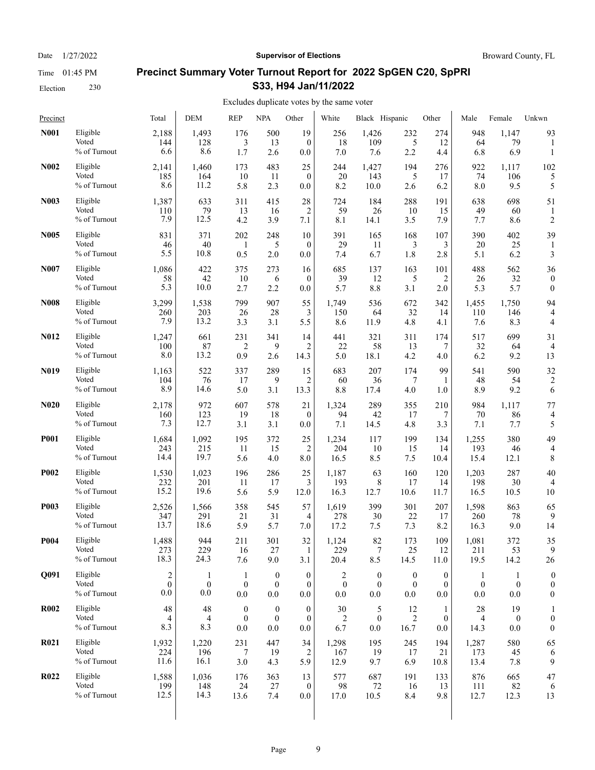# Precinct Summary Voter Turnout Report for 2022 SpGEN C20, SpPRI S33, H94 Jan/11/2022

Date 1/27/2022 | Time 01:45 PM | Election 230

Supervisor of Elections — Broward County, FL

Excludes duplicate votes by the same voter

| Precinct | | Total | DEM | REP | NPA | Other | White | Black | Hispanic | Other | Male | Female | Unkwn |
|---|---|---|---|---|---|---|---|---|---|---|---|---|---|
| **N001** | Eligible | 2,188 | 1,493 | 176 | 500 | 19 | 256 | 1,426 | 232 | 274 | 948 | 1,147 | 93 |
| | Voted | 144 | 128 | 3 | 13 | 0 | 18 | 109 | 5 | 12 | 64 | 79 | 1 |
| | % of Turnout | 6.6 | 8.6 | 1.7 | 2.6 | 0.0 | 7.0 | 7.6 | 2.2 | 4.4 | 6.8 | 6.9 | 1 |
| **N002** | Eligible | 2,141 | 1,460 | 173 | 483 | 25 | 244 | 1,427 | 194 | 276 | 922 | 1,117 | 102 |
| | Voted | 185 | 164 | 10 | 11 | 0 | 20 | 143 | 5 | 17 | 74 | 106 | 5 |
| | % of Turnout | 8.6 | 11.2 | 5.8 | 2.3 | 0.0 | 8.2 | 10.0 | 2.6 | 6.2 | 8.0 | 9.5 | 5 |
| **N003** | Eligible | 1,387 | 633 | 311 | 415 | 28 | 724 | 184 | 288 | 191 | 638 | 698 | 51 |
| | Voted | 110 | 79 | 13 | 16 | 2 | 59 | 26 | 10 | 15 | 49 | 60 | 1 |
| | % of Turnout | 7.9 | 12.5 | 4.2 | 3.9 | 7.1 | 8.1 | 14.1 | 3.5 | 7.9 | 7.7 | 8.6 | 2 |
| **N005** | Eligible | 831 | 371 | 202 | 248 | 10 | 391 | 165 | 168 | 107 | 390 | 402 | 39 |
| | Voted | 46 | 40 | 1 | 5 | 0 | 29 | 11 | 3 | 3 | 20 | 25 | 1 |
| | % of Turnout | 5.5 | 10.8 | 0.5 | 2.0 | 0.0 | 7.4 | 6.7 | 1.8 | 2.8 | 5.1 | 6.2 | 3 |
| **N007** | Eligible | 1,086 | 422 | 375 | 273 | 16 | 685 | 137 | 163 | 101 | 488 | 562 | 36 |
| | Voted | 58 | 42 | 10 | 6 | 0 | 39 | 12 | 5 | 2 | 26 | 32 | 0 |
| | % of Turnout | 5.3 | 10.0 | 2.7 | 2.2 | 0.0 | 5.7 | 8.8 | 3.1 | 2.0 | 5.3 | 5.7 | 0 |
| **N008** | Eligible | 3,299 | 1,538 | 799 | 907 | 55 | 1,749 | 536 | 672 | 342 | 1,455 | 1,750 | 94 |
| | Voted | 260 | 203 | 26 | 28 | 3 | 150 | 64 | 32 | 14 | 110 | 146 | 4 |
| | % of Turnout | 7.9 | 13.2 | 3.3 | 3.1 | 5.5 | 8.6 | 11.9 | 4.8 | 4.1 | 7.6 | 8.3 | 4 |
| **N012** | Eligible | 1,247 | 661 | 231 | 341 | 14 | 441 | 321 | 311 | 174 | 517 | 699 | 31 |
| | Voted | 100 | 87 | 2 | 9 | 2 | 22 | 58 | 13 | 7 | 32 | 64 | 4 |
| | % of Turnout | 8.0 | 13.2 | 0.9 | 2.6 | 14.3 | 5.0 | 18.1 | 4.2 | 4.0 | 6.2 | 9.2 | 13 |
| **N019** | Eligible | 1,163 | 522 | 337 | 289 | 15 | 683 | 207 | 174 | 99 | 541 | 590 | 32 |
| | Voted | 104 | 76 | 17 | 9 | 2 | 60 | 36 | 7 | 1 | 48 | 54 | 2 |
| | % of Turnout | 8.9 | 14.6 | 5.0 | 3.1 | 13.3 | 8.8 | 17.4 | 4.0 | 1.0 | 8.9 | 9.2 | 6 |
| **N020** | Eligible | 2,178 | 972 | 607 | 578 | 21 | 1,324 | 289 | 355 | 210 | 984 | 1,117 | 77 |
| | Voted | 160 | 123 | 19 | 18 | 0 | 94 | 42 | 17 | 7 | 70 | 86 | 4 |
| | % of Turnout | 7.3 | 12.7 | 3.1 | 3.1 | 0.0 | 7.1 | 14.5 | 4.8 | 3.3 | 7.1 | 7.7 | 5 |
| **P001** | Eligible | 1,684 | 1,092 | 195 | 372 | 25 | 1,234 | 117 | 199 | 134 | 1,255 | 380 | 49 |
| | Voted | 243 | 215 | 11 | 15 | 2 | 204 | 10 | 15 | 14 | 193 | 46 | 4 |
| | % of Turnout | 14.4 | 19.7 | 5.6 | 4.0 | 8.0 | 16.5 | 8.5 | 7.5 | 10.4 | 15.4 | 12.1 | 8 |
| **P002** | Eligible | 1,530 | 1,023 | 196 | 286 | 25 | 1,187 | 63 | 160 | 120 | 1,203 | 287 | 40 |
| | Voted | 232 | 201 | 11 | 17 | 3 | 193 | 8 | 17 | 14 | 198 | 30 | 4 |
| | % of Turnout | 15.2 | 19.6 | 5.6 | 5.9 | 12.0 | 16.3 | 12.7 | 10.6 | 11.7 | 16.5 | 10.5 | 10 |
| **P003** | Eligible | 2,526 | 1,566 | 358 | 545 | 57 | 1,619 | 399 | 301 | 207 | 1,598 | 863 | 65 |
| | Voted | 347 | 291 | 21 | 31 | 4 | 278 | 30 | 22 | 17 | 260 | 78 | 9 |
| | % of Turnout | 13.7 | 18.6 | 5.9 | 5.7 | 7.0 | 17.2 | 7.5 | 7.3 | 8.2 | 16.3 | 9.0 | 14 |
| **P004** | Eligible | 1,488 | 944 | 211 | 301 | 32 | 1,124 | 82 | 173 | 109 | 1,081 | 372 | 35 |
| | Voted | 273 | 229 | 16 | 27 | 1 | 229 | 7 | 25 | 12 | 211 | 53 | 9 |
| | % of Turnout | 18.3 | 24.3 | 7.6 | 9.0 | 3.1 | 20.4 | 8.5 | 14.5 | 11.0 | 19.5 | 14.2 | 26 |
| **Q091** | Eligible | 2 | 1 | 1 | 0 | 0 | 2 | 0 | 0 | 0 | 1 | 1 | 0 |
| | Voted | 0 | 0 | 0 | 0 | 0 | 0 | 0 | 0 | 0 | 0 | 0 | 0 |
| | % of Turnout | 0.0 | 0.0 | 0.0 | 0.0 | 0.0 | 0.0 | 0.0 | 0.0 | 0.0 | 0.0 | 0.0 | 0 |
| **R002** | Eligible | 48 | 48 | 0 | 0 | 0 | 30 | 5 | 12 | 1 | 28 | 19 | 1 |
| | Voted | 4 | 4 | 0 | 0 | 0 | 2 | 0 | 2 | 0 | 4 | 0 | 0 |
| | % of Turnout | 8.3 | 8.3 | 0.0 | 0.0 | 0.0 | 6.7 | 0.0 | 16.7 | 0.0 | 14.3 | 0.0 | 0 |
| **R021** | Eligible | 1,932 | 1,220 | 231 | 447 | 34 | 1,298 | 195 | 245 | 194 | 1,287 | 580 | 65 |
| | Voted | 224 | 196 | 7 | 19 | 2 | 167 | 19 | 17 | 21 | 173 | 45 | 6 |
| | % of Turnout | 11.6 | 16.1 | 3.0 | 4.3 | 5.9 | 12.9 | 9.7 | 6.9 | 10.8 | 13.4 | 7.8 | 9 |
| **R022** | Eligible | 1,588 | 1,036 | 176 | 363 | 13 | 577 | 687 | 191 | 133 | 876 | 665 | 47 |
| | Voted | 199 | 148 | 24 | 27 | 0 | 98 | 72 | 16 | 13 | 111 | 82 | 6 |
| | % of Turnout | 12.5 | 14.3 | 13.6 | 7.4 | 0.0 | 17.0 | 10.5 | 8.4 | 9.8 | 12.7 | 12.3 | 13 |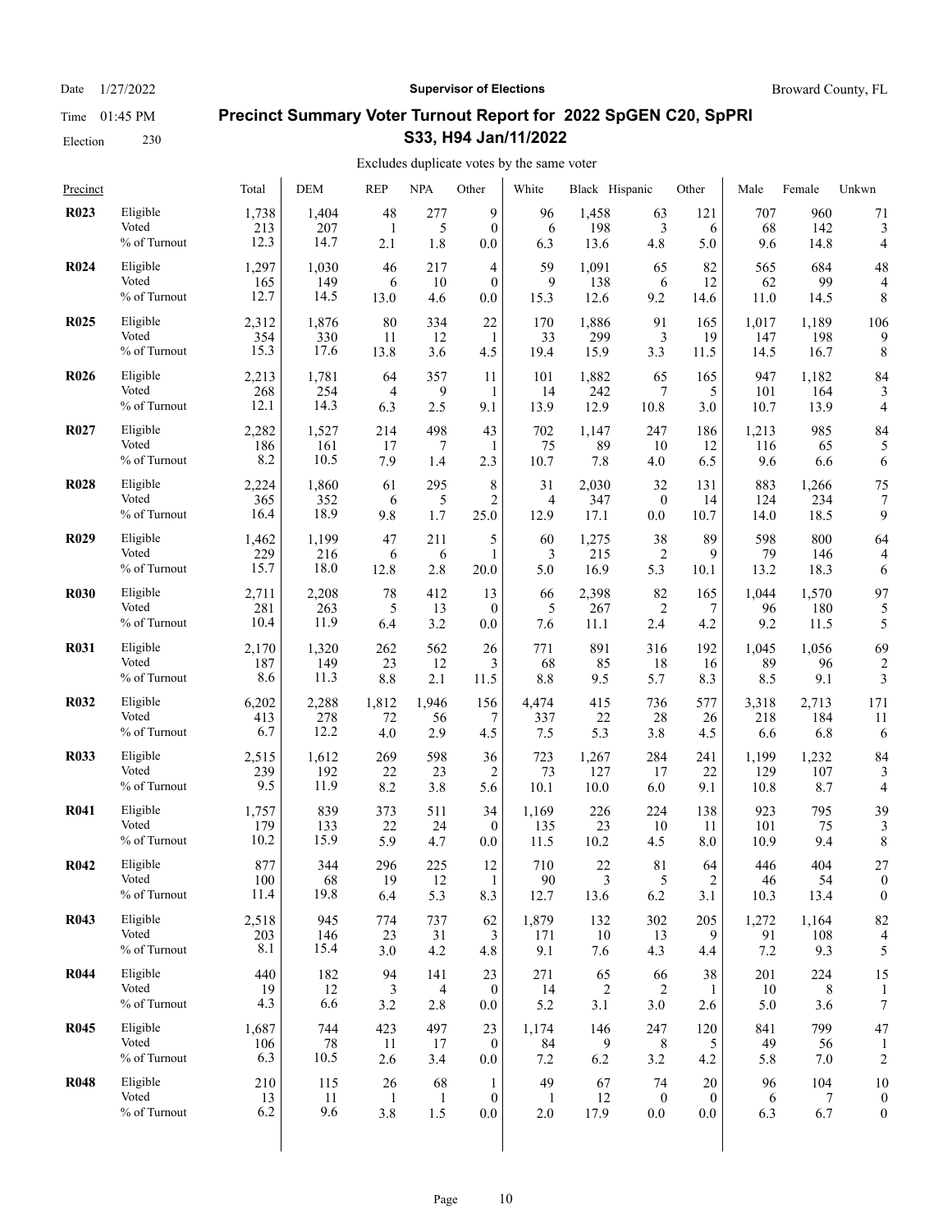Date 1/27/2022 | **Supervisor of Elections** | Broward County, FL

Time 01:45 PM

Election 230

## Precinct Summary Voter Turnout Report for 2022 SpGEN C20, SpPRI S33, H94 Jan/11/2022

Excludes duplicate votes by the same voter

| Precinct | | Total | DEM | REP | NPA | Other | White | Black | Hispanic | Other | Male | Female | Unkwn |
|---|---|---|---|---|---|---|---|---|---|---|---|---|---|
| **R023** | Eligible | 1,738 | 1,404 | 48 | 277 | 9 | 96 | 1,458 | 63 | 121 | 707 | 960 | 71 |
| | Voted | 213 | 207 | 1 | 5 | 0 | 6 | 198 | 3 | 6 | 68 | 142 | 3 |
| | % of Turnout | 12.3 | 14.7 | 2.1 | 1.8 | 0.0 | 6.3 | 13.6 | 4.8 | 5.0 | 9.6 | 14.8 | 4 |
| **R024** | Eligible | 1,297 | 1,030 | 46 | 217 | 4 | 59 | 1,091 | 65 | 82 | 565 | 684 | 48 |
| | Voted | 165 | 149 | 6 | 10 | 0 | 9 | 138 | 6 | 12 | 62 | 99 | 4 |
| | % of Turnout | 12.7 | 14.5 | 13.0 | 4.6 | 0.0 | 15.3 | 12.6 | 9.2 | 14.6 | 11.0 | 14.5 | 8 |
| **R025** | Eligible | 2,312 | 1,876 | 80 | 334 | 22 | 170 | 1,886 | 91 | 165 | 1,017 | 1,189 | 106 |
| | Voted | 354 | 330 | 11 | 12 | 1 | 33 | 299 | 3 | 19 | 147 | 198 | 9 |
| | % of Turnout | 15.3 | 17.6 | 13.8 | 3.6 | 4.5 | 19.4 | 15.9 | 3.3 | 11.5 | 14.5 | 16.7 | 8 |
| **R026** | Eligible | 2,213 | 1,781 | 64 | 357 | 11 | 101 | 1,882 | 65 | 165 | 947 | 1,182 | 84 |
| | Voted | 268 | 254 | 4 | 9 | 1 | 14 | 242 | 7 | 5 | 101 | 164 | 3 |
| | % of Turnout | 12.1 | 14.3 | 6.3 | 2.5 | 9.1 | 13.9 | 12.9 | 10.8 | 3.0 | 10.7 | 13.9 | 4 |
| **R027** | Eligible | 2,282 | 1,527 | 214 | 498 | 43 | 702 | 1,147 | 247 | 186 | 1,213 | 985 | 84 |
| | Voted | 186 | 161 | 17 | 7 | 1 | 75 | 89 | 10 | 12 | 116 | 65 | 5 |
| | % of Turnout | 8.2 | 10.5 | 7.9 | 1.4 | 2.3 | 10.7 | 7.8 | 4.0 | 6.5 | 9.6 | 6.6 | 6 |
| **R028** | Eligible | 2,224 | 1,860 | 61 | 295 | 8 | 31 | 2,030 | 32 | 131 | 883 | 1,266 | 75 |
| | Voted | 365 | 352 | 6 | 5 | 2 | 4 | 347 | 0 | 14 | 124 | 234 | 7 |
| | % of Turnout | 16.4 | 18.9 | 9.8 | 1.7 | 25.0 | 12.9 | 17.1 | 0.0 | 10.7 | 14.0 | 18.5 | 9 |
| **R029** | Eligible | 1,462 | 1,199 | 47 | 211 | 5 | 60 | 1,275 | 38 | 89 | 598 | 800 | 64 |
| | Voted | 229 | 216 | 6 | 6 | 1 | 3 | 215 | 2 | 9 | 79 | 146 | 4 |
| | % of Turnout | 15.7 | 18.0 | 12.8 | 2.8 | 20.0 | 5.0 | 16.9 | 5.3 | 10.1 | 13.2 | 18.3 | 6 |
| **R030** | Eligible | 2,711 | 2,208 | 78 | 412 | 13 | 66 | 2,398 | 82 | 165 | 1,044 | 1,570 | 97 |
| | Voted | 281 | 263 | 5 | 13 | 0 | 5 | 267 | 2 | 7 | 96 | 180 | 5 |
| | % of Turnout | 10.4 | 11.9 | 6.4 | 3.2 | 0.0 | 7.6 | 11.1 | 2.4 | 4.2 | 9.2 | 11.5 | 5 |
| **R031** | Eligible | 2,170 | 1,320 | 262 | 562 | 26 | 771 | 891 | 316 | 192 | 1,045 | 1,056 | 69 |
| | Voted | 187 | 149 | 23 | 12 | 3 | 68 | 85 | 18 | 16 | 89 | 96 | 2 |
| | % of Turnout | 8.6 | 11.3 | 8.8 | 2.1 | 11.5 | 8.8 | 9.5 | 5.7 | 8.3 | 8.5 | 9.1 | 3 |
| **R032** | Eligible | 6,202 | 2,288 | 1,812 | 1,946 | 156 | 4,474 | 415 | 736 | 577 | 3,318 | 2,713 | 171 |
| | Voted | 413 | 278 | 72 | 56 | 7 | 337 | 22 | 28 | 26 | 218 | 184 | 11 |
| | % of Turnout | 6.7 | 12.2 | 4.0 | 2.9 | 4.5 | 7.5 | 5.3 | 3.8 | 4.5 | 6.6 | 6.8 | 6 |
| **R033** | Eligible | 2,515 | 1,612 | 269 | 598 | 36 | 723 | 1,267 | 284 | 241 | 1,199 | 1,232 | 84 |
| | Voted | 239 | 192 | 22 | 23 | 2 | 73 | 127 | 17 | 22 | 129 | 107 | 3 |
| | % of Turnout | 9.5 | 11.9 | 8.2 | 3.8 | 5.6 | 10.1 | 10.0 | 6.0 | 9.1 | 10.8 | 8.7 | 4 |
| **R041** | Eligible | 1,757 | 839 | 373 | 511 | 34 | 1,169 | 226 | 224 | 138 | 923 | 795 | 39 |
| | Voted | 179 | 133 | 22 | 24 | 0 | 135 | 23 | 10 | 11 | 101 | 75 | 3 |
| | % of Turnout | 10.2 | 15.9 | 5.9 | 4.7 | 0.0 | 11.5 | 10.2 | 4.5 | 8.0 | 10.9 | 9.4 | 8 |
| **R042** | Eligible | 877 | 344 | 296 | 225 | 12 | 710 | 22 | 81 | 64 | 446 | 404 | 27 |
| | Voted | 100 | 68 | 19 | 12 | 1 | 90 | 3 | 5 | 2 | 46 | 54 | 0 |
| | % of Turnout | 11.4 | 19.8 | 6.4 | 5.3 | 8.3 | 12.7 | 13.6 | 6.2 | 3.1 | 10.3 | 13.4 | 0 |
| **R043** | Eligible | 2,518 | 945 | 774 | 737 | 62 | 1,879 | 132 | 302 | 205 | 1,272 | 1,164 | 82 |
| | Voted | 203 | 146 | 23 | 31 | 3 | 171 | 10 | 13 | 9 | 91 | 108 | 4 |
| | % of Turnout | 8.1 | 15.4 | 3.0 | 4.2 | 4.8 | 9.1 | 7.6 | 4.3 | 4.4 | 7.2 | 9.3 | 5 |
| **R044** | Eligible | 440 | 182 | 94 | 141 | 23 | 271 | 65 | 66 | 38 | 201 | 224 | 15 |
| | Voted | 19 | 12 | 3 | 4 | 0 | 14 | 2 | 2 | 1 | 10 | 8 | 1 |
| | % of Turnout | 4.3 | 6.6 | 3.2 | 2.8 | 0.0 | 5.2 | 3.1 | 3.0 | 2.6 | 5.0 | 3.6 | 7 |
| **R045** | Eligible | 1,687 | 744 | 423 | 497 | 23 | 1,174 | 146 | 247 | 120 | 841 | 799 | 47 |
| | Voted | 106 | 78 | 11 | 17 | 0 | 84 | 9 | 8 | 5 | 49 | 56 | 1 |
| | % of Turnout | 6.3 | 10.5 | 2.6 | 3.4 | 0.0 | 7.2 | 6.2 | 3.2 | 4.2 | 5.8 | 7.0 | 2 |
| **R048** | Eligible | 210 | 115 | 26 | 68 | 1 | 49 | 67 | 74 | 20 | 96 | 104 | 10 |
| | Voted | 13 | 11 | 1 | 1 | 0 | 1 | 12 | 0 | 0 | 6 | 7 | 0 |
| | % of Turnout | 6.2 | 9.6 | 3.8 | 1.5 | 0.0 | 2.0 | 17.9 | 0.0 | 0.0 | 6.3 | 6.7 | 0 |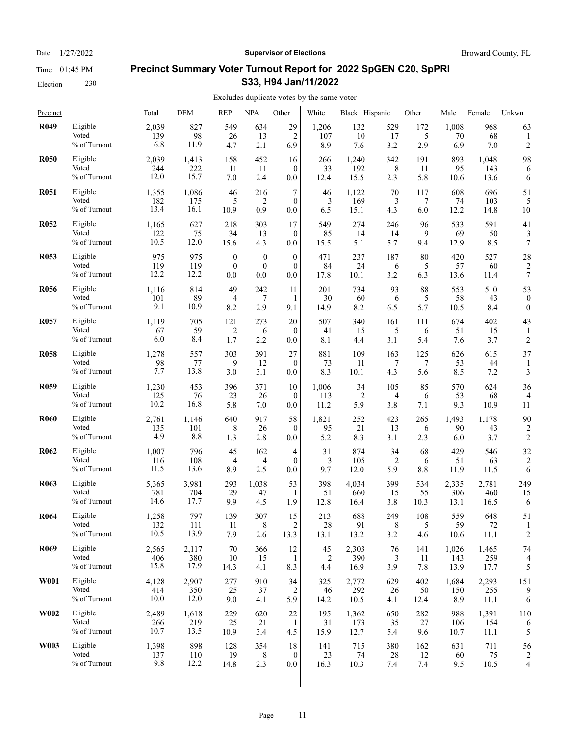Date 1/27/2022 | **Supervisor of Elections** | Broward County, FL

Time 01:45 PM

Election 230

## Precinct Summary Voter Turnout Report for 2022 SpGEN C20, SpPRI S33, H94 Jan/11/2022

Excludes duplicate votes by the same voter

| Precinct | | Total | DEM | REP | NPA | Other | White | Black | Hispanic | Other | Male | Female | Unkwn |
|---|---|---|---|---|---|---|---|---|---|---|---|---|---|
| **R049** | Eligible | 2,039 | 827 | 549 | 634 | 29 | 1,206 | 132 | 529 | 172 | 1,008 | 968 | 63 |
| | Voted | 139 | 98 | 26 | 13 | 2 | 107 | 10 | 17 | 5 | 70 | 68 | 1 |
| | % of Turnout | 6.8 | 11.9 | 4.7 | 2.1 | 6.9 | 8.9 | 7.6 | 3.2 | 2.9 | 6.9 | 7.0 | 2 |
| **R050** | Eligible | 2,039 | 1,413 | 158 | 452 | 16 | 266 | 1,240 | 342 | 191 | 893 | 1,048 | 98 |
| | Voted | 244 | 222 | 11 | 11 | 0 | 33 | 192 | 8 | 11 | 95 | 143 | 6 |
| | % of Turnout | 12.0 | 15.7 | 7.0 | 2.4 | 0.0 | 12.4 | 15.5 | 2.3 | 5.8 | 10.6 | 13.6 | 6 |
| **R051** | Eligible | 1,355 | 1,086 | 46 | 216 | 7 | 46 | 1,122 | 70 | 117 | 608 | 696 | 51 |
| | Voted | 182 | 175 | 5 | 2 | 0 | 3 | 169 | 3 | 7 | 74 | 103 | 5 |
| | % of Turnout | 13.4 | 16.1 | 10.9 | 0.9 | 0.0 | 6.5 | 15.1 | 4.3 | 6.0 | 12.2 | 14.8 | 10 |
| **R052** | Eligible | 1,165 | 627 | 218 | 303 | 17 | 549 | 274 | 246 | 96 | 533 | 591 | 41 |
| | Voted | 122 | 75 | 34 | 13 | 0 | 85 | 14 | 14 | 9 | 69 | 50 | 3 |
| | % of Turnout | 10.5 | 12.0 | 15.6 | 4.3 | 0.0 | 15.5 | 5.1 | 5.7 | 9.4 | 12.9 | 8.5 | 7 |
| **R053** | Eligible | 975 | 975 | 0 | 0 | 0 | 471 | 237 | 187 | 80 | 420 | 527 | 28 |
| | Voted | 119 | 119 | 0 | 0 | 0 | 84 | 24 | 6 | 5 | 57 | 60 | 2 |
| | % of Turnout | 12.2 | 12.2 | 0.0 | 0.0 | 0.0 | 17.8 | 10.1 | 3.2 | 6.3 | 13.6 | 11.4 | 7 |
| **R056** | Eligible | 1,116 | 814 | 49 | 242 | 11 | 201 | 734 | 93 | 88 | 553 | 510 | 53 |
| | Voted | 101 | 89 | 4 | 7 | 1 | 30 | 60 | 6 | 5 | 58 | 43 | 0 |
| | % of Turnout | 9.1 | 10.9 | 8.2 | 2.9 | 9.1 | 14.9 | 8.2 | 6.5 | 5.7 | 10.5 | 8.4 | 0 |
| **R057** | Eligible | 1,119 | 705 | 121 | 273 | 20 | 507 | 340 | 161 | 111 | 674 | 402 | 43 |
| | Voted | 67 | 59 | 2 | 6 | 0 | 41 | 15 | 5 | 6 | 51 | 15 | 1 |
| | % of Turnout | 6.0 | 8.4 | 1.7 | 2.2 | 0.0 | 8.1 | 4.4 | 3.1 | 5.4 | 7.6 | 3.7 | 2 |
| **R058** | Eligible | 1,278 | 557 | 303 | 391 | 27 | 881 | 109 | 163 | 125 | 626 | 615 | 37 |
| | Voted | 98 | 77 | 9 | 12 | 0 | 73 | 11 | 7 | 7 | 53 | 44 | 1 |
| | % of Turnout | 7.7 | 13.8 | 3.0 | 3.1 | 0.0 | 8.3 | 10.1 | 4.3 | 5.6 | 8.5 | 7.2 | 3 |
| **R059** | Eligible | 1,230 | 453 | 396 | 371 | 10 | 1,006 | 34 | 105 | 85 | 570 | 624 | 36 |
| | Voted | 125 | 76 | 23 | 26 | 0 | 113 | 2 | 4 | 6 | 53 | 68 | 4 |
| | % of Turnout | 10.2 | 16.8 | 5.8 | 7.0 | 0.0 | 11.2 | 5.9 | 3.8 | 7.1 | 9.3 | 10.9 | 11 |
| **R060** | Eligible | 2,761 | 1,146 | 640 | 917 | 58 | 1,821 | 252 | 423 | 265 | 1,493 | 1,178 | 90 |
| | Voted | 135 | 101 | 8 | 26 | 0 | 95 | 21 | 13 | 6 | 90 | 43 | 2 |
| | % of Turnout | 4.9 | 8.8 | 1.3 | 2.8 | 0.0 | 5.2 | 8.3 | 3.1 | 2.3 | 6.0 | 3.7 | 2 |
| **R062** | Eligible | 1,007 | 796 | 45 | 162 | 4 | 31 | 874 | 34 | 68 | 429 | 546 | 32 |
| | Voted | 116 | 108 | 4 | 4 | 0 | 3 | 105 | 2 | 6 | 51 | 63 | 2 |
| | % of Turnout | 11.5 | 13.6 | 8.9 | 2.5 | 0.0 | 9.7 | 12.0 | 5.9 | 8.8 | 11.9 | 11.5 | 6 |
| **R063** | Eligible | 5,365 | 3,981 | 293 | 1,038 | 53 | 398 | 4,034 | 399 | 534 | 2,335 | 2,781 | 249 |
| | Voted | 781 | 704 | 29 | 47 | 1 | 51 | 660 | 15 | 55 | 306 | 460 | 15 |
| | % of Turnout | 14.6 | 17.7 | 9.9 | 4.5 | 1.9 | 12.8 | 16.4 | 3.8 | 10.3 | 13.1 | 16.5 | 6 |
| **R064** | Eligible | 1,258 | 797 | 139 | 307 | 15 | 213 | 688 | 249 | 108 | 559 | 648 | 51 |
| | Voted | 132 | 111 | 11 | 8 | 2 | 28 | 91 | 8 | 5 | 59 | 72 | 1 |
| | % of Turnout | 10.5 | 13.9 | 7.9 | 2.6 | 13.3 | 13.1 | 13.2 | 3.2 | 4.6 | 10.6 | 11.1 | 2 |
| **R069** | Eligible | 2,565 | 2,117 | 70 | 366 | 12 | 45 | 2,303 | 76 | 141 | 1,026 | 1,465 | 74 |
| | Voted | 406 | 380 | 10 | 15 | 1 | 2 | 390 | 3 | 11 | 143 | 259 | 4 |
| | % of Turnout | 15.8 | 17.9 | 14.3 | 4.1 | 8.3 | 4.4 | 16.9 | 3.9 | 7.8 | 13.9 | 17.7 | 5 |
| **W001** | Eligible | 4,128 | 2,907 | 277 | 910 | 34 | 325 | 2,772 | 629 | 402 | 1,684 | 2,293 | 151 |
| | Voted | 414 | 350 | 25 | 37 | 2 | 46 | 292 | 26 | 50 | 150 | 255 | 9 |
| | % of Turnout | 10.0 | 12.0 | 9.0 | 4.1 | 5.9 | 14.2 | 10.5 | 4.1 | 12.4 | 8.9 | 11.1 | 6 |
| **W002** | Eligible | 2,489 | 1,618 | 229 | 620 | 22 | 195 | 1,362 | 650 | 282 | 988 | 1,391 | 110 |
| | Voted | 266 | 219 | 25 | 21 | 1 | 31 | 173 | 35 | 27 | 106 | 154 | 6 |
| | % of Turnout | 10.7 | 13.5 | 10.9 | 3.4 | 4.5 | 15.9 | 12.7 | 5.4 | 9.6 | 10.7 | 11.1 | 5 |
| **W003** | Eligible | 1,398 | 898 | 128 | 354 | 18 | 141 | 715 | 380 | 162 | 631 | 711 | 56 |
| | Voted | 137 | 110 | 19 | 8 | 0 | 23 | 74 | 28 | 12 | 60 | 75 | 2 |
| | % of Turnout | 9.8 | 12.2 | 14.8 | 2.3 | 0.0 | 16.3 | 10.3 | 7.4 | 7.4 | 9.5 | 10.5 | 4 |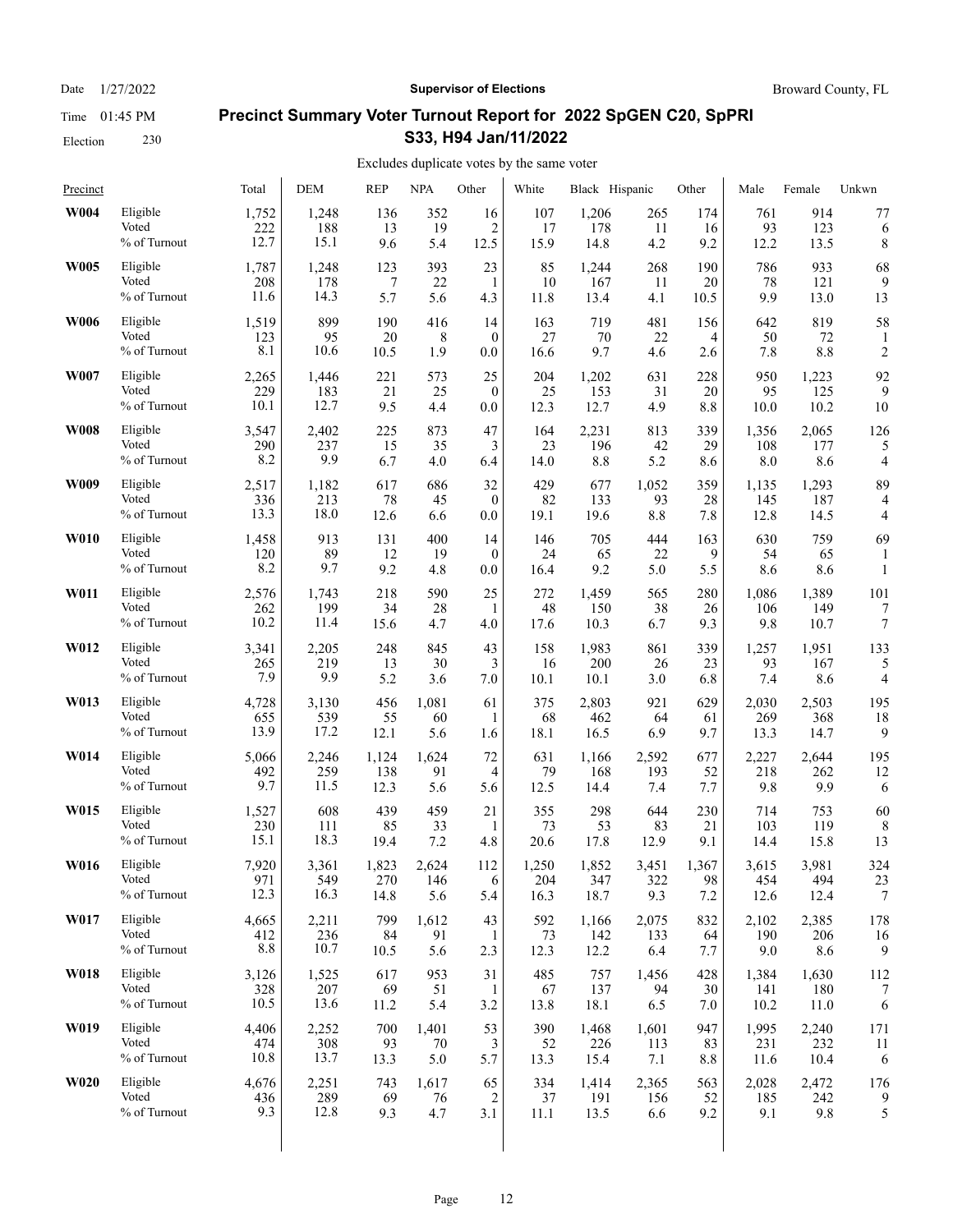Date 1/27/2022 **Supervisor of Elections** Broward County, FL

Time 01:45 PM

Election 230

## Precinct Summary Voter Turnout Report for 2022 SpGEN C20, SpPRI S33, H94 Jan/11/2022

Excludes duplicate votes by the same voter

| Precinct | | Total | DEM | REP | NPA | Other | White | Black | Hispanic | Other | Male | Female | Unkwn |
|---|---|---|---|---|---|---|---|---|---|---|---|---|---|
| **W004** | Eligible | 1,752 | 1,248 | 136 | 352 | 16 | 107 | 1,206 | 265 | 174 | 761 | 914 | 77 |
| | Voted | 222 | 188 | 13 | 19 | 2 | 17 | 178 | 11 | 16 | 93 | 123 | 6 |
| | % of Turnout | 12.7 | 15.1 | 9.6 | 5.4 | 12.5 | 15.9 | 14.8 | 4.2 | 9.2 | 12.2 | 13.5 | 8 |
| **W005** | Eligible | 1,787 | 1,248 | 123 | 393 | 23 | 85 | 1,244 | 268 | 190 | 786 | 933 | 68 |
| | Voted | 208 | 178 | 7 | 22 | 1 | 10 | 167 | 11 | 20 | 78 | 121 | 9 |
| | % of Turnout | 11.6 | 14.3 | 5.7 | 5.6 | 4.3 | 11.8 | 13.4 | 4.1 | 10.5 | 9.9 | 13.0 | 13 |
| **W006** | Eligible | 1,519 | 899 | 190 | 416 | 14 | 163 | 719 | 481 | 156 | 642 | 819 | 58 |
| | Voted | 123 | 95 | 20 | 8 | 0 | 27 | 70 | 22 | 4 | 50 | 72 | 1 |
| | % of Turnout | 8.1 | 10.6 | 10.5 | 1.9 | 0.0 | 16.6 | 9.7 | 4.6 | 2.6 | 7.8 | 8.8 | 2 |
| **W007** | Eligible | 2,265 | 1,446 | 221 | 573 | 25 | 204 | 1,202 | 631 | 228 | 950 | 1,223 | 92 |
| | Voted | 229 | 183 | 21 | 25 | 0 | 25 | 153 | 31 | 20 | 95 | 125 | 9 |
| | % of Turnout | 10.1 | 12.7 | 9.5 | 4.4 | 0.0 | 12.3 | 12.7 | 4.9 | 8.8 | 10.0 | 10.2 | 10 |
| **W008** | Eligible | 3,547 | 2,402 | 225 | 873 | 47 | 164 | 2,231 | 813 | 339 | 1,356 | 2,065 | 126 |
| | Voted | 290 | 237 | 15 | 35 | 3 | 23 | 196 | 42 | 29 | 108 | 177 | 5 |
| | % of Turnout | 8.2 | 9.9 | 6.7 | 4.0 | 6.4 | 14.0 | 8.8 | 5.2 | 8.6 | 8.0 | 8.6 | 4 |
| **W009** | Eligible | 2,517 | 1,182 | 617 | 686 | 32 | 429 | 677 | 1,052 | 359 | 1,135 | 1,293 | 89 |
| | Voted | 336 | 213 | 78 | 45 | 0 | 82 | 133 | 93 | 28 | 145 | 187 | 4 |
| | % of Turnout | 13.3 | 18.0 | 12.6 | 6.6 | 0.0 | 19.1 | 19.6 | 8.8 | 7.8 | 12.8 | 14.5 | 4 |
| **W010** | Eligible | 1,458 | 913 | 131 | 400 | 14 | 146 | 705 | 444 | 163 | 630 | 759 | 69 |
| | Voted | 120 | 89 | 12 | 19 | 0 | 24 | 65 | 22 | 9 | 54 | 65 | 1 |
| | % of Turnout | 8.2 | 9.7 | 9.2 | 4.8 | 0.0 | 16.4 | 9.2 | 5.0 | 5.5 | 8.6 | 8.6 | 1 |
| **W011** | Eligible | 2,576 | 1,743 | 218 | 590 | 25 | 272 | 1,459 | 565 | 280 | 1,086 | 1,389 | 101 |
| | Voted | 262 | 199 | 34 | 28 | 1 | 48 | 150 | 38 | 26 | 106 | 149 | 7 |
| | % of Turnout | 10.2 | 11.4 | 15.6 | 4.7 | 4.0 | 17.6 | 10.3 | 6.7 | 9.3 | 9.8 | 10.7 | 7 |
| **W012** | Eligible | 3,341 | 2,205 | 248 | 845 | 43 | 158 | 1,983 | 861 | 339 | 1,257 | 1,951 | 133 |
| | Voted | 265 | 219 | 13 | 30 | 3 | 16 | 200 | 26 | 23 | 93 | 167 | 5 |
| | % of Turnout | 7.9 | 9.9 | 5.2 | 3.6 | 7.0 | 10.1 | 10.1 | 3.0 | 6.8 | 7.4 | 8.6 | 4 |
| **W013** | Eligible | 4,728 | 3,130 | 456 | 1,081 | 61 | 375 | 2,803 | 921 | 629 | 2,030 | 2,503 | 195 |
| | Voted | 655 | 539 | 55 | 60 | 1 | 68 | 462 | 64 | 61 | 269 | 368 | 18 |
| | % of Turnout | 13.9 | 17.2 | 12.1 | 5.6 | 1.6 | 18.1 | 16.5 | 6.9 | 9.7 | 13.3 | 14.7 | 9 |
| **W014** | Eligible | 5,066 | 2,246 | 1,124 | 1,624 | 72 | 631 | 1,166 | 2,592 | 677 | 2,227 | 2,644 | 195 |
| | Voted | 492 | 259 | 138 | 91 | 4 | 79 | 168 | 193 | 52 | 218 | 262 | 12 |
| | % of Turnout | 9.7 | 11.5 | 12.3 | 5.6 | 5.6 | 12.5 | 14.4 | 7.4 | 7.7 | 9.8 | 9.9 | 6 |
| **W015** | Eligible | 1,527 | 608 | 439 | 459 | 21 | 355 | 298 | 644 | 230 | 714 | 753 | 60 |
| | Voted | 230 | 111 | 85 | 33 | 1 | 73 | 53 | 83 | 21 | 103 | 119 | 8 |
| | % of Turnout | 15.1 | 18.3 | 19.4 | 7.2 | 4.8 | 20.6 | 17.8 | 12.9 | 9.1 | 14.4 | 15.8 | 13 |
| **W016** | Eligible | 7,920 | 3,361 | 1,823 | 2,624 | 112 | 1,250 | 1,852 | 3,451 | 1,367 | 3,615 | 3,981 | 324 |
| | Voted | 971 | 549 | 270 | 146 | 6 | 204 | 347 | 322 | 98 | 454 | 494 | 23 |
| | % of Turnout | 12.3 | 16.3 | 14.8 | 5.6 | 5.4 | 16.3 | 18.7 | 9.3 | 7.2 | 12.6 | 12.4 | 7 |
| **W017** | Eligible | 4,665 | 2,211 | 799 | 1,612 | 43 | 592 | 1,166 | 2,075 | 832 | 2,102 | 2,385 | 178 |
| | Voted | 412 | 236 | 84 | 91 | 1 | 73 | 142 | 133 | 64 | 190 | 206 | 16 |
| | % of Turnout | 8.8 | 10.7 | 10.5 | 5.6 | 2.3 | 12.3 | 12.2 | 6.4 | 7.7 | 9.0 | 8.6 | 9 |
| **W018** | Eligible | 3,126 | 1,525 | 617 | 953 | 31 | 485 | 757 | 1,456 | 428 | 1,384 | 1,630 | 112 |
| | Voted | 328 | 207 | 69 | 51 | 1 | 67 | 137 | 94 | 30 | 141 | 180 | 7 |
| | % of Turnout | 10.5 | 13.6 | 11.2 | 5.4 | 3.2 | 13.8 | 18.1 | 6.5 | 7.0 | 10.2 | 11.0 | 6 |
| **W019** | Eligible | 4,406 | 2,252 | 700 | 1,401 | 53 | 390 | 1,468 | 1,601 | 947 | 1,995 | 2,240 | 171 |
| | Voted | 474 | 308 | 93 | 70 | 3 | 52 | 226 | 113 | 83 | 231 | 232 | 11 |
| | % of Turnout | 10.8 | 13.7 | 13.3 | 5.0 | 5.7 | 13.3 | 15.4 | 7.1 | 8.8 | 11.6 | 10.4 | 6 |
| **W020** | Eligible | 4,676 | 2,251 | 743 | 1,617 | 65 | 334 | 1,414 | 2,365 | 563 | 2,028 | 2,472 | 176 |
| | Voted | 436 | 289 | 69 | 76 | 2 | 37 | 191 | 156 | 52 | 185 | 242 | 9 |
| | % of Turnout | 9.3 | 12.8 | 9.3 | 4.7 | 3.1 | 11.1 | 13.5 | 6.6 | 9.2 | 9.1 | 9.8 | 5 |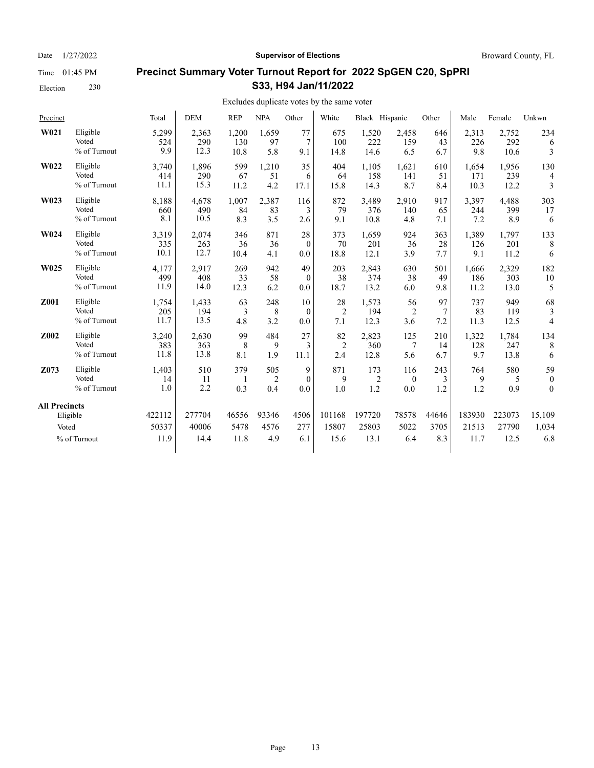## Precinct Summary Voter Turnout Report for 2022 SpGEN C20, SpPRI S33, H94 Jan/11/2022

Excludes duplicate votes by the same voter

| Precinct | | Total | DEM | REP | NPA | Other | White | Black | Hispanic | Other | Male | Female | Unkwn |
|---|---|---|---|---|---|---|---|---|---|---|---|---|---|
| **W021** | Eligible | 5,299 | 2,363 | 1,200 | 1,659 | 77 | 675 | 1,520 | 2,458 | 646 | 2,313 | 2,752 | 234 |
| | Voted | 524 | 290 | 130 | 97 | 7 | 100 | 222 | 159 | 43 | 226 | 292 | 6 |
| | % of Turnout | 9.9 | 12.3 | 10.8 | 5.8 | 9.1 | 14.8 | 14.6 | 6.5 | 6.7 | 9.8 | 10.6 | 3 |
| **W022** | Eligible | 3,740 | 1,896 | 599 | 1,210 | 35 | 404 | 1,105 | 1,621 | 610 | 1,654 | 1,956 | 130 |
| | Voted | 414 | 290 | 67 | 51 | 6 | 64 | 158 | 141 | 51 | 171 | 239 | 4 |
| | % of Turnout | 11.1 | 15.3 | 11.2 | 4.2 | 17.1 | 15.8 | 14.3 | 8.7 | 8.4 | 10.3 | 12.2 | 3 |
| **W023** | Eligible | 8,188 | 4,678 | 1,007 | 2,387 | 116 | 872 | 3,489 | 2,910 | 917 | 3,397 | 4,488 | 303 |
| | Voted | 660 | 490 | 84 | 83 | 3 | 79 | 376 | 140 | 65 | 244 | 399 | 17 |
| | % of Turnout | 8.1 | 10.5 | 8.3 | 3.5 | 2.6 | 9.1 | 10.8 | 4.8 | 7.1 | 7.2 | 8.9 | 6 |
| **W024** | Eligible | 3,319 | 2,074 | 346 | 871 | 28 | 373 | 1,659 | 924 | 363 | 1,389 | 1,797 | 133 |
| | Voted | 335 | 263 | 36 | 36 | 0 | 70 | 201 | 36 | 28 | 126 | 201 | 8 |
| | % of Turnout | 10.1 | 12.7 | 10.4 | 4.1 | 0.0 | 18.8 | 12.1 | 3.9 | 7.7 | 9.1 | 11.2 | 6 |
| **W025** | Eligible | 4,177 | 2,917 | 269 | 942 | 49 | 203 | 2,843 | 630 | 501 | 1,666 | 2,329 | 182 |
| | Voted | 499 | 408 | 33 | 58 | 0 | 38 | 374 | 38 | 49 | 186 | 303 | 10 |
| | % of Turnout | 11.9 | 14.0 | 12.3 | 6.2 | 0.0 | 18.7 | 13.2 | 6.0 | 9.8 | 11.2 | 13.0 | 5 |
| **Z001** | Eligible | 1,754 | 1,433 | 63 | 248 | 10 | 28 | 1,573 | 56 | 97 | 737 | 949 | 68 |
| | Voted | 205 | 194 | 3 | 8 | 0 | 2 | 194 | 2 | 7 | 83 | 119 | 3 |
| | % of Turnout | 11.7 | 13.5 | 4.8 | 3.2 | 0.0 | 7.1 | 12.3 | 3.6 | 7.2 | 11.3 | 12.5 | 4 |
| **Z002** | Eligible | 3,240 | 2,630 | 99 | 484 | 27 | 82 | 2,823 | 125 | 210 | 1,322 | 1,784 | 134 |
| | Voted | 383 | 363 | 8 | 9 | 3 | 2 | 360 | 7 | 14 | 128 | 247 | 8 |
| | % of Turnout | 11.8 | 13.8 | 8.1 | 1.9 | 11.1 | 2.4 | 12.8 | 5.6 | 6.7 | 9.7 | 13.8 | 6 |
| **Z073** | Eligible | 1,403 | 510 | 379 | 505 | 9 | 871 | 173 | 116 | 243 | 764 | 580 | 59 |
| | Voted | 14 | 11 | 1 | 2 | 0 | 9 | 2 | 0 | 3 | 9 | 5 | 0 |
| | % of Turnout | 1.0 | 2.2 | 0.3 | 0.4 | 0.0 | 1.0 | 1.2 | 0.0 | 1.2 | 1.2 | 0.9 | 0 |
| **All Precincts** | | | | | | | | | | | | | |
| Eligible | | 422112 | 277704 | 46556 | 93346 | 4506 | 101168 | 197720 | 78578 | 44646 | 183930 | 223073 | 15,109 |
| Voted | | 50337 | 40006 | 5478 | 4576 | 277 | 15807 | 25803 | 5022 | 3705 | 21513 | 27790 | 1,034 |
| % of Turnout | | 11.9 | 14.4 | 11.8 | 4.9 | 6.1 | 15.6 | 13.1 | 6.4 | 8.3 | 11.7 | 12.5 | 6.8 |